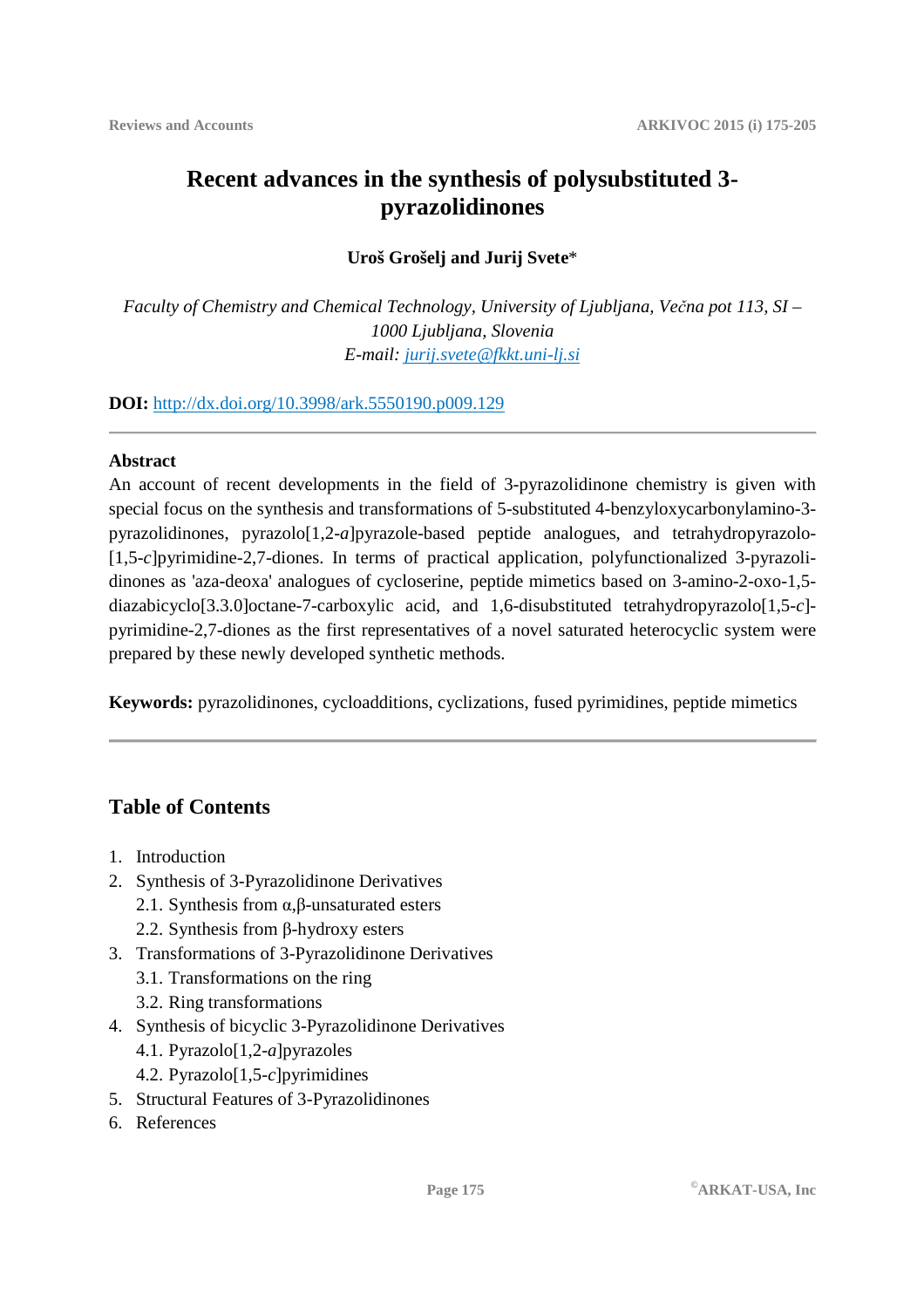# Recent advances in the synthesis of polysubstituted 3-pyrazolidinones

**Uroš Grošelj and Jurij Svete***

*Faculty of Chemistry and Chemical Technology, University of Ljubljana, Večna pot 113, SI – 1000 Ljubljana, Slovenia*
*E-mail: jurij.svete@fkkt.uni-lj.si*

**DOI:** http://dx.doi.org/10.3998/ark.5550190.p009.129

---

### Abstract

An account of recent developments in the field of 3-pyrazolidinone chemistry is given with special focus on the synthesis and transformations of 5-substituted 4-benzyloxycarbonylamino-3-pyrazolidinones, pyrazolo[1,2-*a*]pyrazole-based peptide analogues, and tetrahydropyrazolo-[1,5-*c*]pyrimidine-2,7-diones. In terms of practical application, polyfunctionalized 3-pyrazolidinones as 'aza-deoxa' analogues of cycloserine, peptide mimetics based on 3-amino-2-oxo-1,5-diazabicyclo[3.3.0]octane-7-carboxylic acid, and 1,6-disubstituted tetrahydropyrazolo[1,5-*c*]-pyrimidine-2,7-diones as the first representatives of a novel saturated heterocyclic system were prepared by these newly developed synthetic methods.

**Keywords:** pyrazolidinones, cycloadditions, cyclizations, fused pyrimidines, peptide mimetics

---

## Table of Contents

1. Introduction
2. Synthesis of 3-Pyrazolidinone Derivatives
   2.1. Synthesis from α,β-unsaturated esters
   2.2. Synthesis from β-hydroxy esters
3. Transformations of 3-Pyrazolidinone Derivatives
   3.1. Transformations on the ring
   3.2. Ring transformations
4. Synthesis of bicyclic 3-Pyrazolidinone Derivatives
   4.1. Pyrazolo[1,2-*a*]pyrazoles
   4.2. Pyrazolo[1,5-*c*]pyrimidines
5. Structural Features of 3-Pyrazolidinones
6. References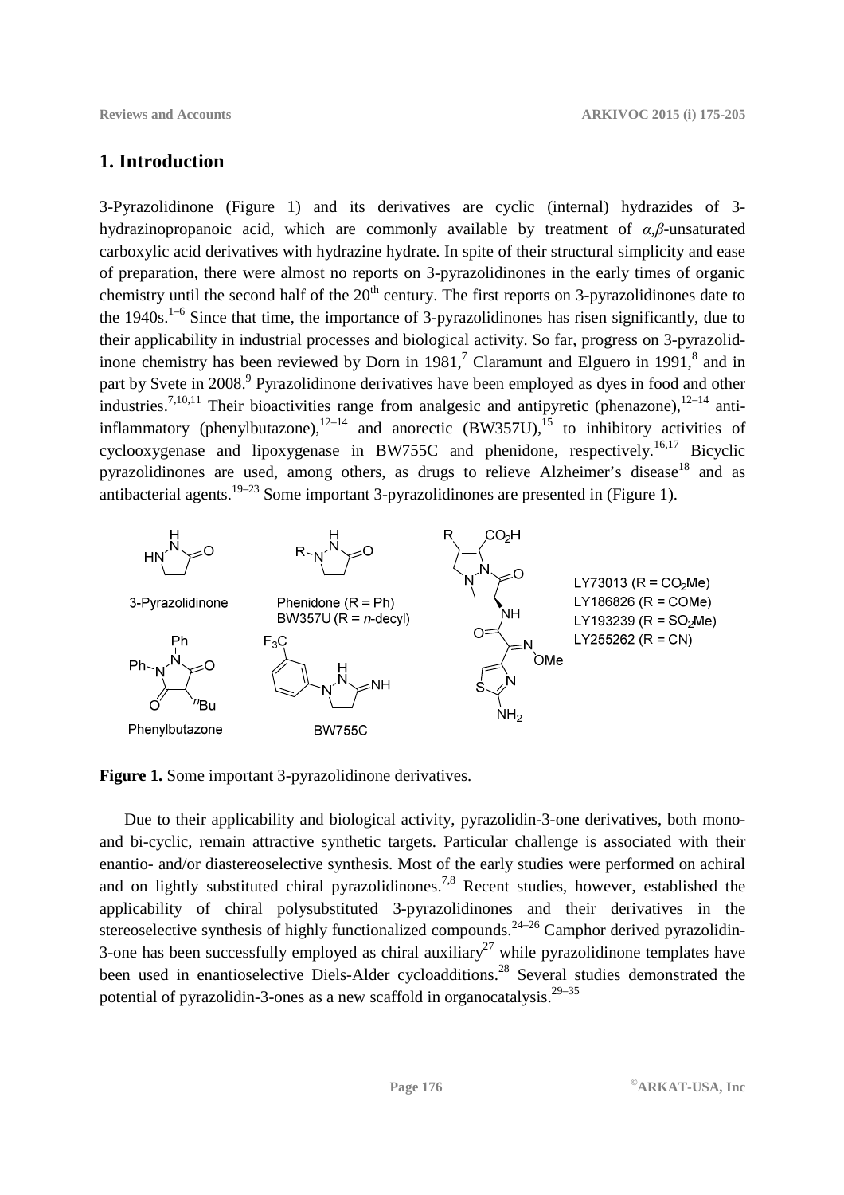## 1. Introduction

3-Pyrazolidinone (Figure 1) and its derivatives are cyclic (internal) hydrazides of 3-hydrazinopropanoic acid, which are commonly available by treatment of *α*,*β*-unsaturated carboxylic acid derivatives with hydrazine hydrate. In spite of their structural simplicity and ease of preparation, there were almost no reports on 3-pyrazolidinones in the early times of organic chemistry until the second half of the 20th century. The first reports on 3-pyrazolidinones date to the 1940s.[1–6] Since that time, the importance of 3-pyrazolidinones has risen significantly, due to their applicability in industrial processes and biological activity. So far, progress on 3-pyrazolidinone chemistry has been reviewed by Dorn in 1981,[7] Claramunt and Elguero in 1991,[8] and in part by Svete in 2008.[9] Pyrazolidinone derivatives have been employed as dyes in food and other industries.[7,10,11] Their bioactivities range from analgesic and antipyretic (phenazone),[12–14] anti-inflammatory (phenylbutazone),[12–14] and anorectic (BW357U),[15] to inhibitory activities of cyclooxygenase and lipoxygenase in BW755C and phenidone, respectively.[16,17] Bicyclic pyrazolidinones are used, among others, as drugs to relieve Alzheimer's disease[18] and as antibacterial agents.[19–23] Some important 3-pyrazolidinones are presented in (Figure 1).

3-Pyrazolidinone

Phenidone (R = Ph)
BW357U (R = *n*-decyl)

LY73013 (R = $CO_2Me$)
LY186826 (R = COMe)
LY193239 (R = $SO_2Me$)
LY255262 (R = CN)

Phenylbutazone

BW755C

**Figure 1.** Some important 3-pyrazolidinone derivatives.

Due to their applicability and biological activity, pyrazolidin-3-one derivatives, both mono- and bi-cyclic, remain attractive synthetic targets. Particular challenge is associated with their enantio- and/or diastereoselective synthesis. Most of the early studies were performed on achiral and on lightly substituted chiral pyrazolidinones.[7,8] Recent studies, however, established the applicability of chiral polysubstituted 3-pyrazolidinones and their derivatives in the stereoselective synthesis of highly functionalized compounds.[24–26] Camphor derived pyrazolidin-3-one has been successfully employed as chiral auxiliary[27] while pyrazolidinone templates have been used in enantioselective Diels-Alder cycloadditions.[28] Several studies demonstrated the potential of pyrazolidin-3-ones as a new scaffold in organocatalysis.[29–35]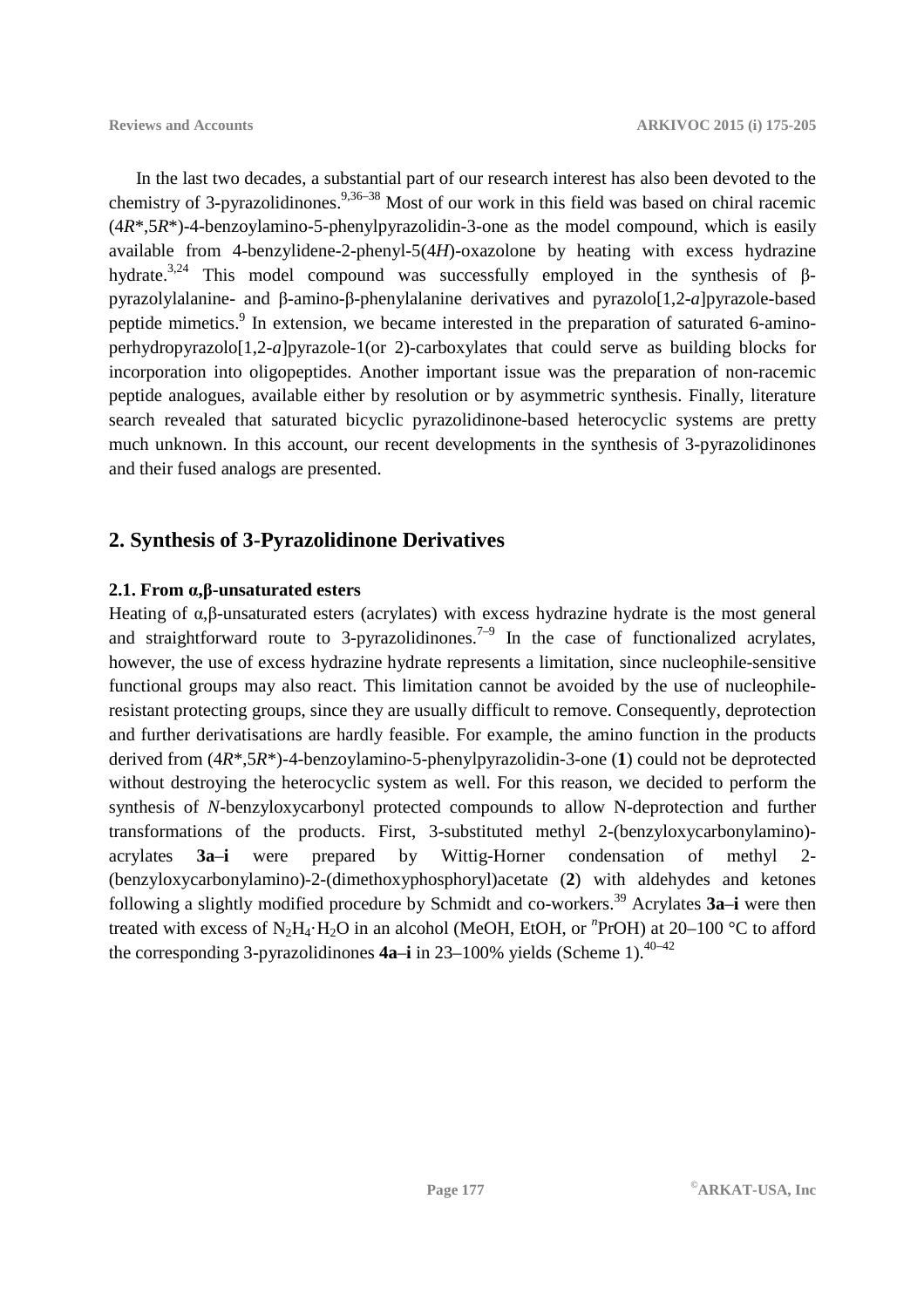In the last two decades, a substantial part of our research interest has also been devoted to the chemistry of 3-pyrazolidinones.[9,36–38] Most of our work in this field was based on chiral racemic (4*R**,5*R**)-4-benzoylamino-5-phenylpyrazolidin-3-one as the model compound, which is easily available from 4-benzylidene-2-phenyl-5(4*H*)-oxazolone by heating with excess hydrazine hydrate.[3,24] This model compound was successfully employed in the synthesis of β-pyrazolylalanine- and β-amino-β-phenylalanine derivatives and pyrazolo[1,2-*a*]pyrazole-based peptide mimetics.[9] In extension, we became interested in the preparation of saturated 6-aminoperhydropyrazolo[1,2-*a*]pyrazole-1(or 2)-carboxylates that could serve as building blocks for incorporation into oligopeptides. Another important issue was the preparation of non-racemic peptide analogues, available either by resolution or by asymmetric synthesis. Finally, literature search revealed that saturated bicyclic pyrazolidinone-based heterocyclic systems are pretty much unknown. In this account, our recent developments in the synthesis of 3-pyrazolidinones and their fused analogs are presented.

## 2. Synthesis of 3-Pyrazolidinone Derivatives

### 2.1. From α,β-unsaturated esters

Heating of α,β-unsaturated esters (acrylates) with excess hydrazine hydrate is the most general and straightforward route to 3-pyrazolidinones.[7–9] In the case of functionalized acrylates, however, the use of excess hydrazine hydrate represents a limitation, since nucleophile-sensitive functional groups may also react. This limitation cannot be avoided by the use of nucleophile-resistant protecting groups, since they are usually difficult to remove. Consequently, deprotection and further derivatisations are hardly feasible. For example, the amino function in the products derived from (4*R**,5*R**)-4-benzoylamino-5-phenylpyrazolidin-3-one (**1**) could not be deprotected without destroying the heterocyclic system as well. For this reason, we decided to perform the synthesis of *N*-benzyloxycarbonyl protected compounds to allow N-deprotection and further transformations of the products. First, 3-substituted methyl 2-(benzyloxycarbonylamino)-acrylates **3a**–**i** were prepared by Wittig-Horner condensation of methyl 2-(benzyloxycarbonylamino)-2-(dimethoxyphosphoryl)acetate (**2**) with aldehydes and ketones following a slightly modified procedure by Schmidt and co-workers.[39] Acrylates **3a**–**i** were then treated with excess of $N_2H_4{\cdot}H_2O$ in an alcohol (MeOH, EtOH, or $^n$PrOH) at 20–100 °C to afford the corresponding 3-pyrazolidinones **4a**–**i** in 23–100% yields (Scheme 1).[40–42]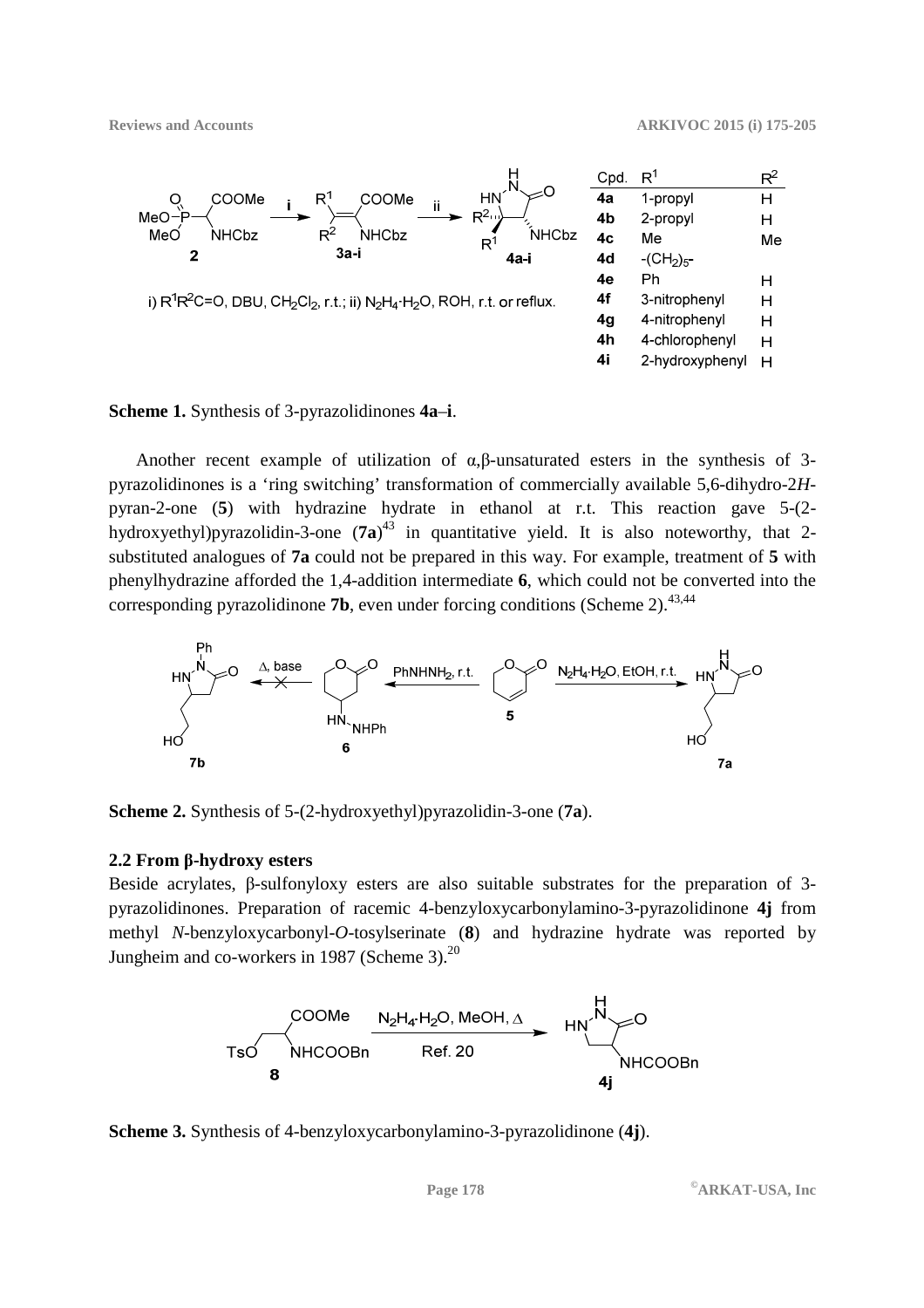| Cpd. | $R^1$ | $R^2$ |
|---|---|---|
| 4a | 1-propyl | H |
| 4b | 2-propyl | H |
| 4c | Me | Me |
| 4d | -$(CH_2)_5$- | |
| 4e | Ph | H |
| 4f | 3-nitrophenyl | H |
| 4g | 4-nitrophenyl | H |
| 4h | 4-chlorophenyl | H |
| 4i | 2-hydroxyphenyl | H |

i) $R^1R^2C=O$, DBU, $CH_2Cl_2$, r.t.; ii) $N_2H_4 \cdot H_2O$, ROH, r.t. or reflux.

**Scheme 1.** Synthesis of 3-pyrazolidinones **4a**–**i**.

Another recent example of utilization of α,β-unsaturated esters in the synthesis of 3-pyrazolidinones is a 'ring switching' transformation of commercially available 5,6-dihydro-2*H*-pyran-2-one (**5**) with hydrazine hydrate in ethanol at r.t. This reaction gave 5-(2-hydroxyethyl)pyrazolidin-3-one (**7a**)[43] in quantitative yield. It is also noteworthy, that 2-substituted analogues of **7a** could not be prepared in this way. For example, treatment of **5** with phenylhydrazine afforded the 1,4-addition intermediate **6**, which could not be converted into the corresponding pyrazolidinone **7b**, even under forcing conditions (Scheme 2).[43,44]

**Scheme 2.** Synthesis of 5-(2-hydroxyethyl)pyrazolidin-3-one (**7a**).

### 2.2 From β-hydroxy esters

Beside acrylates, β-sulfonyloxy esters are also suitable substrates for the preparation of 3-pyrazolidinones. Preparation of racemic 4-benzyloxycarbonylamino-3-pyrazolidinone **4j** from methyl *N*-benzyloxycarbonyl-*O*-tosylserinate (**8**) and hydrazine hydrate was reported by Jungheim and co-workers in 1987 (Scheme 3).[20]

**Scheme 3.** Synthesis of 4-benzyloxycarbonylamino-3-pyrazolidinone (**4j**).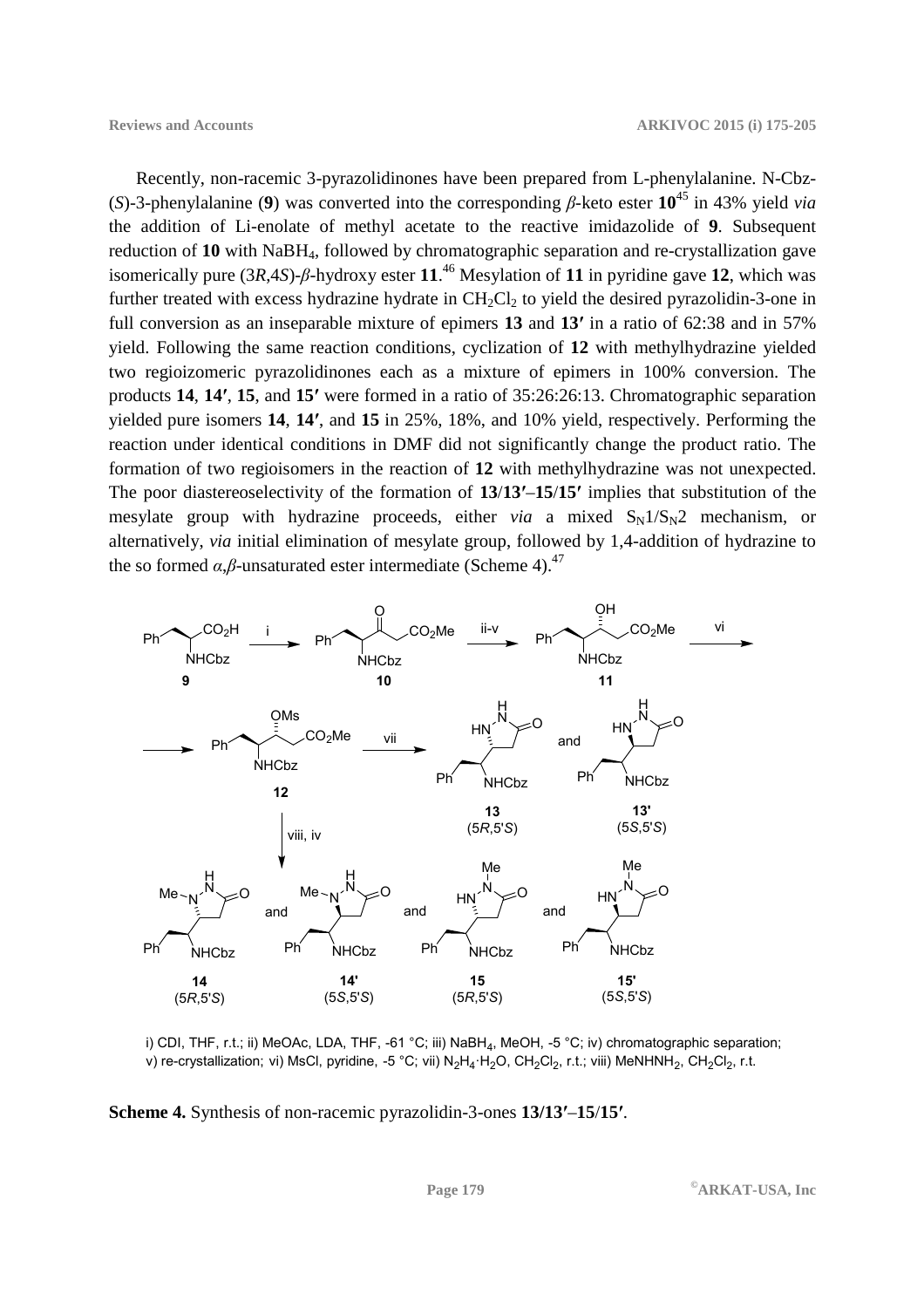Recently, non-racemic 3-pyrazolidinones have been prepared from L-phenylalanine. N-Cbz-(*S*)-3-phenylalanine (**9**) was converted into the corresponding *β*-keto ester **10**[45] in 43% yield *via* the addition of Li-enolate of methyl acetate to the reactive imidazolide of **9**. Subsequent reduction of **10** with $NaBH_4$, followed by chromatographic separation and re-crystallization gave isomerically pure (3*R*,4*S*)-*β*-hydroxy ester **11**.[46] Mesylation of **11** in pyridine gave **12**, which was further treated with excess hydrazine hydrate in $CH_2Cl_2$ to yield the desired pyrazolidin-3-one in full conversion as an inseparable mixture of epimers **13** and **13′** in a ratio of 62:38 and in 57% yield. Following the same reaction conditions, cyclization of **12** with methylhydrazine yielded two regioizomeric pyrazolidinones each as a mixture of epimers in 100% conversion. The products **14**, **14′**, **15**, and **15′** were formed in a ratio of 35:26:26:13. Chromatographic separation yielded pure isomers **14**, **14′**, and **15** in 25%, 18%, and 10% yield, respectively. Performing the reaction under identical conditions in DMF did not significantly change the product ratio. The formation of two regioisomers in the reaction of **12** with methylhydrazine was not unexpected. The poor diastereoselectivity of the formation of **13**/**13′**–**15**/**15′** implies that substitution of the mesylate group with hydrazine proceeds, either *via* a mixed $S_N1/S_N2$ mechanism, or alternatively, *via* initial elimination of mesylate group, followed by 1,4-addition of hydrazine to the so formed *α*,*β*-unsaturated ester intermediate (Scheme 4).[47]

i) CDI, THF, r.t.; ii) MeOAc, LDA, THF, -61 °C; iii) $NaBH_4$, MeOH, -5 °C; iv) chromatographic separation; v) re-crystallization; vi) MsCl, pyridine, -5 °C; vii) $N_2H_4 \cdot H_2O$, $CH_2Cl_2$, r.t.; viii) $MeNHNH_2$, $CH_2Cl_2$, r.t.

**Scheme 4.** Synthesis of non-racemic pyrazolidin-3-ones **13/13′–15/15′**.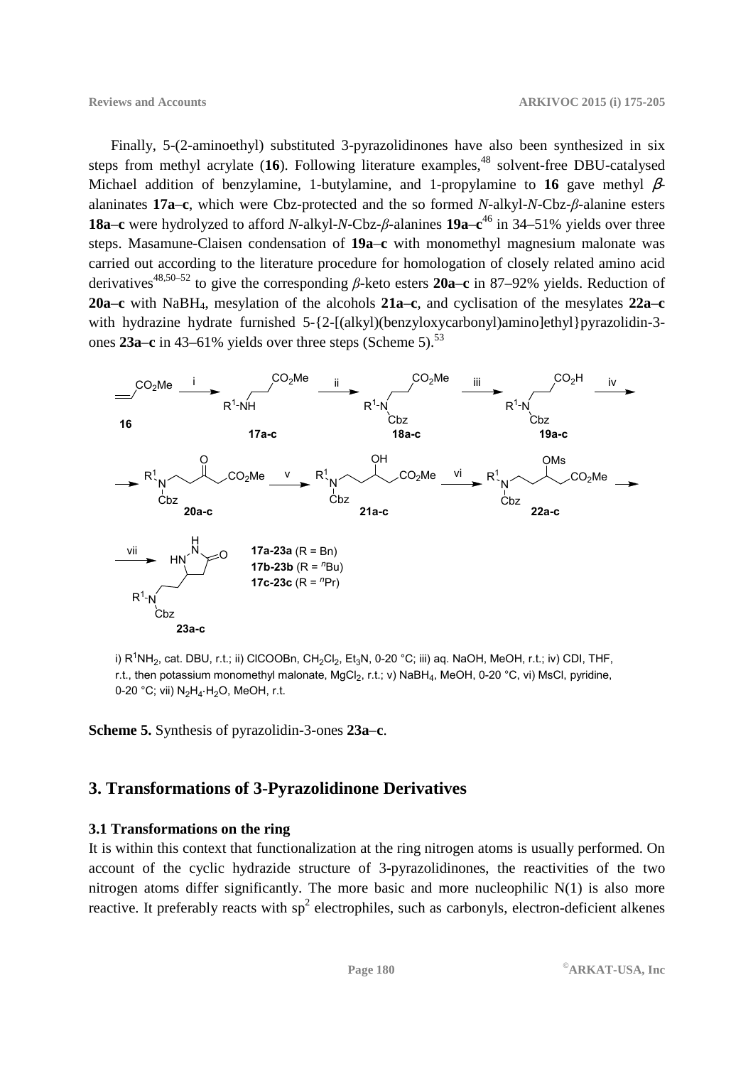Finally, 5-(2-aminoethyl) substituted 3-pyrazolidinones have also been synthesized in six steps from methyl acrylate (**16**). Following literature examples,[48] solvent-free DBU-catalysed Michael addition of benzylamine, 1-butylamine, and 1-propylamine to **16** gave methyl *β*-alaninates **17a**–**c**, which were Cbz-protected and the so formed *N*-alkyl-*N*-Cbz-*β*-alanine esters **18a**–**c** were hydrolyzed to afford *N*-alkyl-*N*-Cbz-*β*-alanines **19a**–**c**[46] in 34–51% yields over three steps. Masamune-Claisen condensation of **19a**–**c** with monomethyl magnesium malonate was carried out according to the literature procedure for homologation of closely related amino acid derivatives[48,50–52] to give the corresponding *β*-keto esters **20a**–**c** in 87–92% yields. Reduction of **20a**–**c** with $NaBH_4$, mesylation of the alcohols **21a**–**c**, and cyclisation of the mesylates **22a**–**c** with hydrazine hydrate furnished 5-{2-[(alkyl)(benzyloxycarbonyl)amino]ethyl}pyrazolidin-3-ones **23a**–**c** in 43–61% yields over three steps (Scheme 5).[53]

i) $R^1NH_2$, cat. DBU, r.t.; ii) ClCOOBn, $CH_2Cl_2$, $Et_3N$, 0-20 °C; iii) aq. NaOH, MeOH, r.t.; iv) CDI, THF, r.t., then potassium monomethyl malonate, $MgCl_2$, r.t.; v) $NaBH_4$, MeOH, 0-20 °C, vi) MsCl, pyridine, 0-20 °C; vii) $N_2H_4 \cdot H_2O$, MeOH, r.t.

**17a-23a** (R = Bn)
**17b-23b** (R = $^n$Bu)
**17c-23c** (R = $^n$Pr)

**Scheme 5.** Synthesis of pyrazolidin-3-ones **23a**–**c**.

## 3. Transformations of 3-Pyrazolidinone Derivatives

### 3.1 Transformations on the ring

It is within this context that functionalization at the ring nitrogen atoms is usually performed. On account of the cyclic hydrazide structure of 3-pyrazolidinones, the reactivities of the two nitrogen atoms differ significantly. The more basic and more nucleophilic N(1) is also more reactive. It preferably reacts with $sp^2$ electrophiles, such as carbonyls, electron-deficient alkenes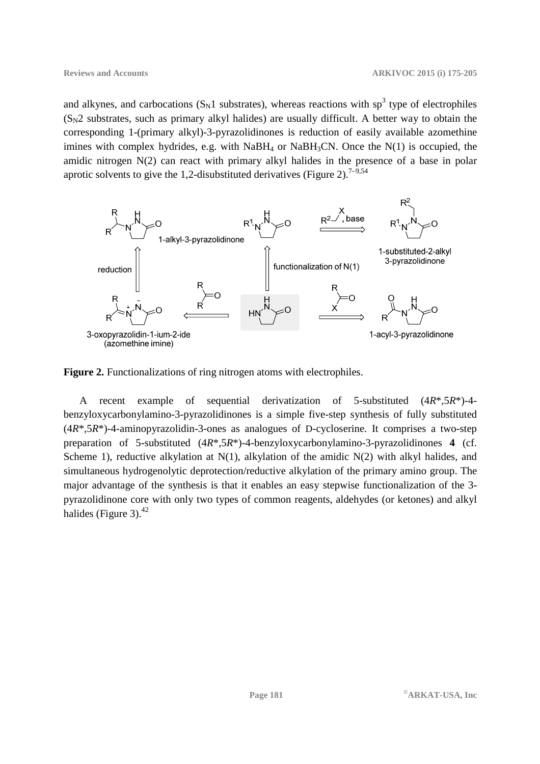and alkynes, and carbocations ($S_N1$ substrates), whereas reactions with $sp^3$ type of electrophiles ($S_N2$ substrates, such as primary alkyl halides) are usually difficult. A better way to obtain the corresponding 1-(primary alkyl)-3-pyrazolidinones is reduction of easily available azomethine imines with complex hydrides, e.g. with $NaBH_4$ or $NaBH_3CN$. Once the N(1) is occupied, the amidic nitrogen N(2) can react with primary alkyl halides in the presence of a base in polar aprotic solvents to give the 1,2-disubstituted derivatives (Figure 2).[7–9,54]

**Figure 2.** Functionalizations of ring nitrogen atoms with electrophiles.

A recent example of sequential derivatization of 5-substituted (4*R**,5*R**)-4-benzyloxycarbonylamino-3-pyrazolidinones is a simple five-step synthesis of fully substituted (4*R**,5*R**)-4-aminopyrazolidin-3-ones as analogues of D-cycloserine. It comprises a two-step preparation of 5-substituted (4*R**,5*R**)-4-benzyloxycarbonylamino-3-pyrazolidinones **4** (cf. Scheme 1), reductive alkylation at N(1), alkylation of the amidic N(2) with alkyl halides, and simultaneous hydrogenolytic deprotection/reductive alkylation of the primary amino group. The major advantage of the synthesis is that it enables an easy stepwise functionalization of the 3-pyrazolidinone core with only two types of common reagents, aldehydes (or ketones) and alkyl halides (Figure 3).[42]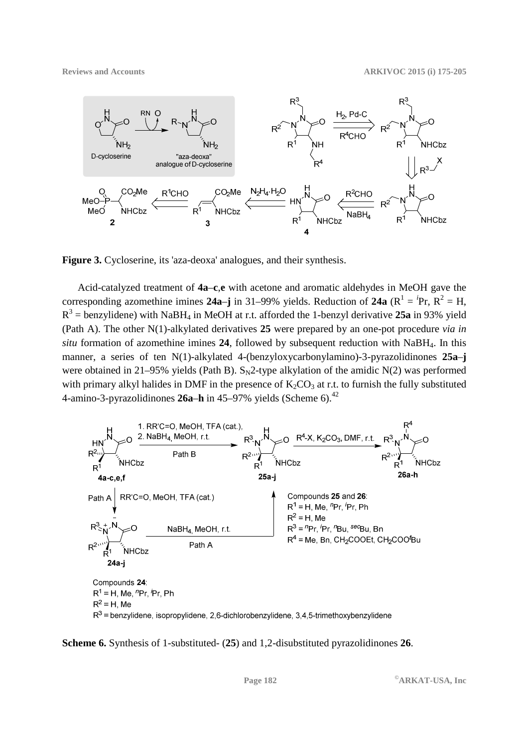**Figure 3.** Cycloserine, its 'aza-deoxa' analogues, and their synthesis.

Acid-catalyzed treatment of **4a–c**,**e** with acetone and aromatic aldehydes in MeOH gave the corresponding azomethine imines **24a–j** in 31–99% yields. Reduction of **24a** ($R^1 = {}^i$Pr, $R^2$ = H, $R^3$ = benzylidene) with $NaBH_4$ in MeOH at r.t. afforded the 1-benzyl derivative **25a** in 93% yield (Path A). The other N(1)-alkylated derivatives **25** were prepared by an one-pot procedure *via in situ* formation of azomethine imines **24**, followed by subsequent reduction with $NaBH_4$. In this manner, a series of ten N(1)-alkylated 4-(benzyloxycarbonylamino)-3-pyrazolidinones **25a–j** were obtained in 21–95% yields (Path B). $S_N2$-type alkylation of the amidic N(2) was performed with primary alkyl halides in DMF in the presence of $K_2CO_3$ at r.t. to furnish the fully substituted 4-amino-3-pyrazolidinones **26a–h** in 45–97% yields (Scheme 6).[42]

Compounds **25** and **26**:
$R^1$ = H, Me, $^n$Pr, $^i$Pr, Ph
$R^2$ = H, Me
$R^3$ = $^n$Pr, $^i$Pr, $^n$Bu, $^{sec}$Bu, Bn
$R^4$ = Me, Bn, $CH_2COOEt$, $CH_2COO^tBu$

Compounds **24**:
$R^1$ = H, Me, $^n$Pr, $^i$Pr, Ph
$R^2$ = H, Me
$R^3$ = benzylidene, isopropylidene, 2,6-dichlorobenzylidene, 3,4,5-trimethoxybenzylidene

**Scheme 6.** Synthesis of 1-substituted- (**25**) and 1,2-disubstituted pyrazolidinones **26**.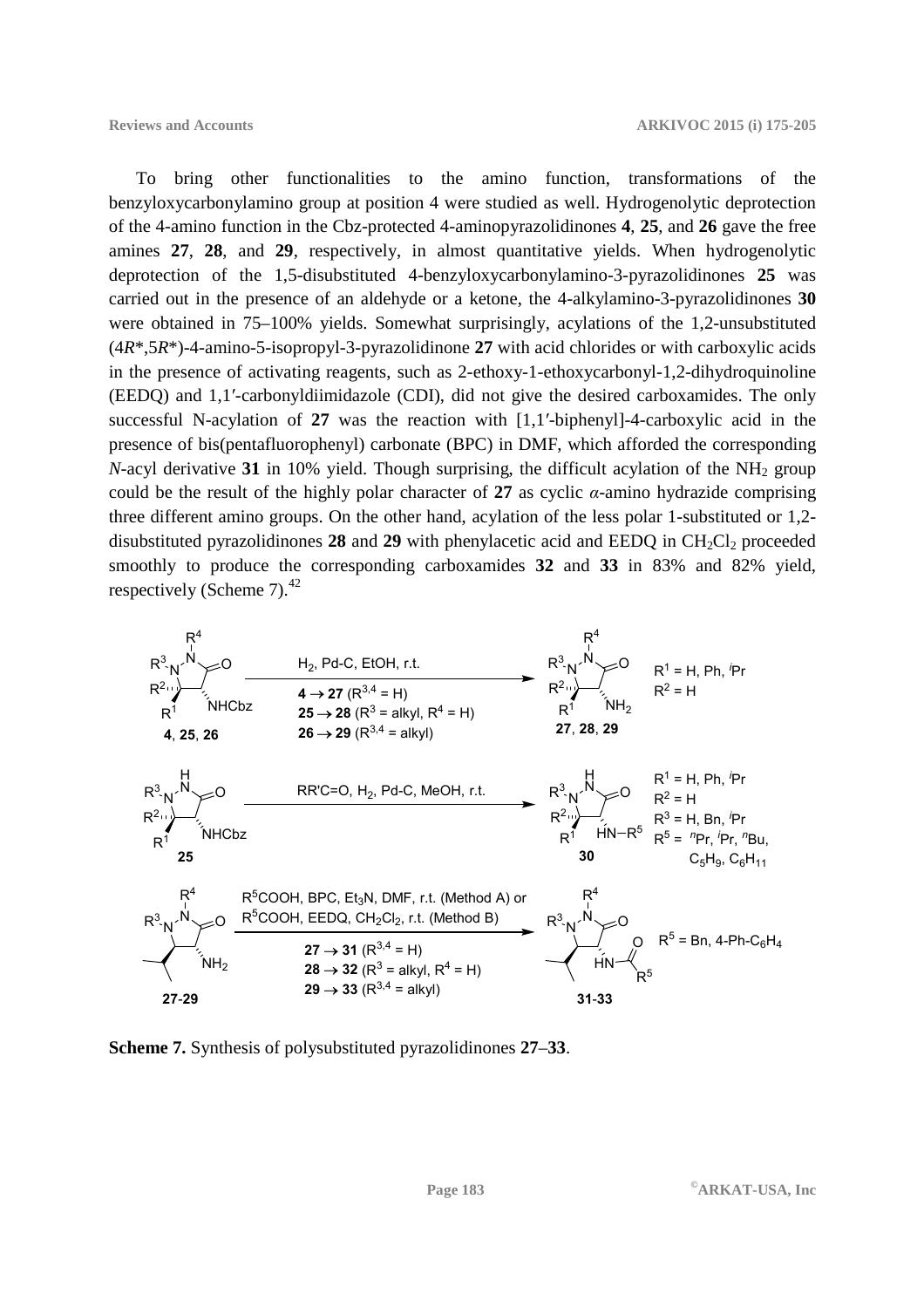To bring other functionalities to the amino function, transformations of the benzyloxycarbonylamino group at position 4 were studied as well. Hydrogenolytic deprotection of the 4-amino function in the Cbz-protected 4-aminopyrazolidinones **4**, **25**, and **26** gave the free amines **27**, **28**, and **29**, respectively, in almost quantitative yields. When hydrogenolytic deprotection of the 1,5-disubstituted 4-benzyloxycarbonylamino-3-pyrazolidinones **25** was carried out in the presence of an aldehyde or a ketone, the 4-alkylamino-3-pyrazolidinones **30** were obtained in 75–100% yields. Somewhat surprisingly, acylations of the 1,2-unsubstituted (4*R**,5*R**)-4-amino-5-isopropyl-3-pyrazolidinone **27** with acid chlorides or with carboxylic acids in the presence of activating reagents, such as 2-ethoxy-1-ethoxycarbonyl-1,2-dihydroquinoline (EEDQ) and 1,1′-carbonyldiimidazole (CDI), did not give the desired carboxamides. The only successful N-acylation of **27** was the reaction with [1,1′-biphenyl]-4-carboxylic acid in the presence of bis(pentafluorophenyl) carbonate (BPC) in DMF, which afforded the corresponding *N*-acyl derivative **31** in 10% yield. Though surprising, the difficult acylation of the $NH_2$ group could be the result of the highly polar character of **27** as cyclic *α*-amino hydrazide comprising three different amino groups. On the other hand, acylation of the less polar 1-substituted or 1,2-disubstituted pyrazolidinones **28** and **29** with phenylacetic acid and EEDQ in $CH_2Cl_2$ proceeded smoothly to produce the corresponding carboxamides **32** and **33** in 83% and 82% yield, respectively (Scheme 7).[42]

**Scheme 7.** Synthesis of polysubstituted pyrazolidinones **27**–**33**.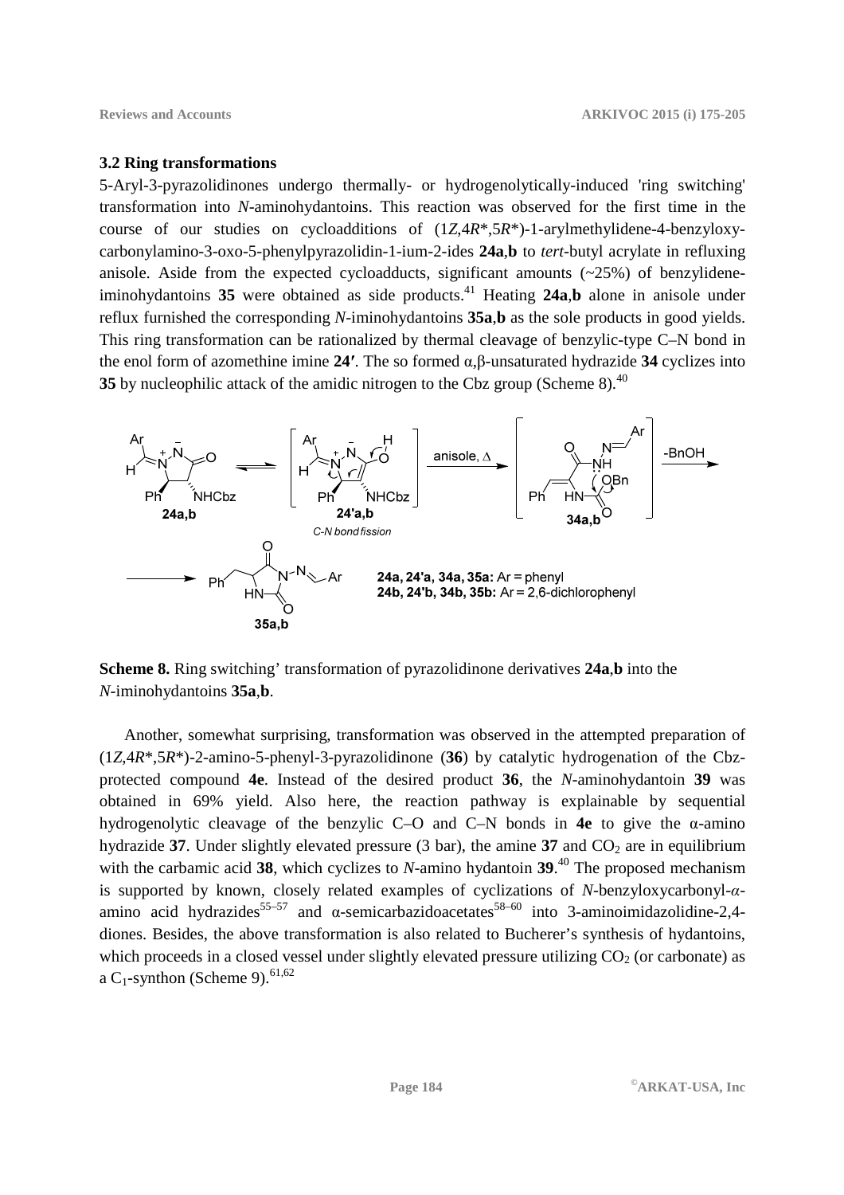### 3.2 Ring transformations

5-Aryl-3-pyrazolidinones undergo thermally- or hydrogenolytically-induced 'ring switching' transformation into *N*-aminohydantoins. This reaction was observed for the first time in the course of our studies on cycloadditions of (1*Z*,4*R*\*,5*R*\*)-1-arylmethylidene-4-benzyloxy-carbonylamino-3-oxo-5-phenylpyrazolidin-1-ium-2-ides **24a**,**b** to *tert*-butyl acrylate in refluxing anisole. Aside from the expected cycloadducts, significant amounts (~25%) of benzylidene-iminohydantoins **35** were obtained as side products.[41] Heating **24a**,**b** alone in anisole under reflux furnished the corresponding *N*-iminohydantoins **35a**,**b** as the sole products in good yields. This ring transformation can be rationalized by thermal cleavage of benzylic-type C–N bond in the enol form of azomethine imine **24′**. The so formed α,β-unsaturated hydrazide **34** cyclizes into **35** by nucleophilic attack of the amidic nitrogen to the Cbz group (Scheme 8).[40]

24a, 24'a, 34a, 35a: Ar = phenyl
24b, 24'b, 34b, 35b: Ar = 2,6-dichlorophenyl

**Scheme 8.** Ring switching' transformation of pyrazolidinone derivatives **24a**,**b** into the *N*-iminohydantoins **35a**,**b**.

Another, somewhat surprising, transformation was observed in the attempted preparation of (1*Z*,4*R*\*,5*R*\*)-2-amino-5-phenyl-3-pyrazolidinone (**36**) by catalytic hydrogenation of the Cbz-protected compound **4e**. Instead of the desired product **36**, the *N*-aminohydantoin **39** was obtained in 69% yield. Also here, the reaction pathway is explainable by sequential hydrogenolytic cleavage of the benzylic C–O and C–N bonds in **4e** to give the α-amino hydrazide **37**. Under slightly elevated pressure (3 bar), the amine **37** and $CO_2$ are in equilibrium with the carbamic acid **38**, which cyclizes to *N*-amino hydantoin **39**.[40] The proposed mechanism is supported by known, closely related examples of cyclizations of *N*-benzyloxycarbonyl-*α*-amino acid hydrazides[55–57] and α-semicarbazidoacetates[58–60] into 3-aminoimidazolidine-2,4-diones. Besides, the above transformation is also related to Bucherer's synthesis of hydantoins, which proceeds in a closed vessel under slightly elevated pressure utilizing $CO_2$ (or carbonate) as a $C_1$-synthon (Scheme 9).[61,62]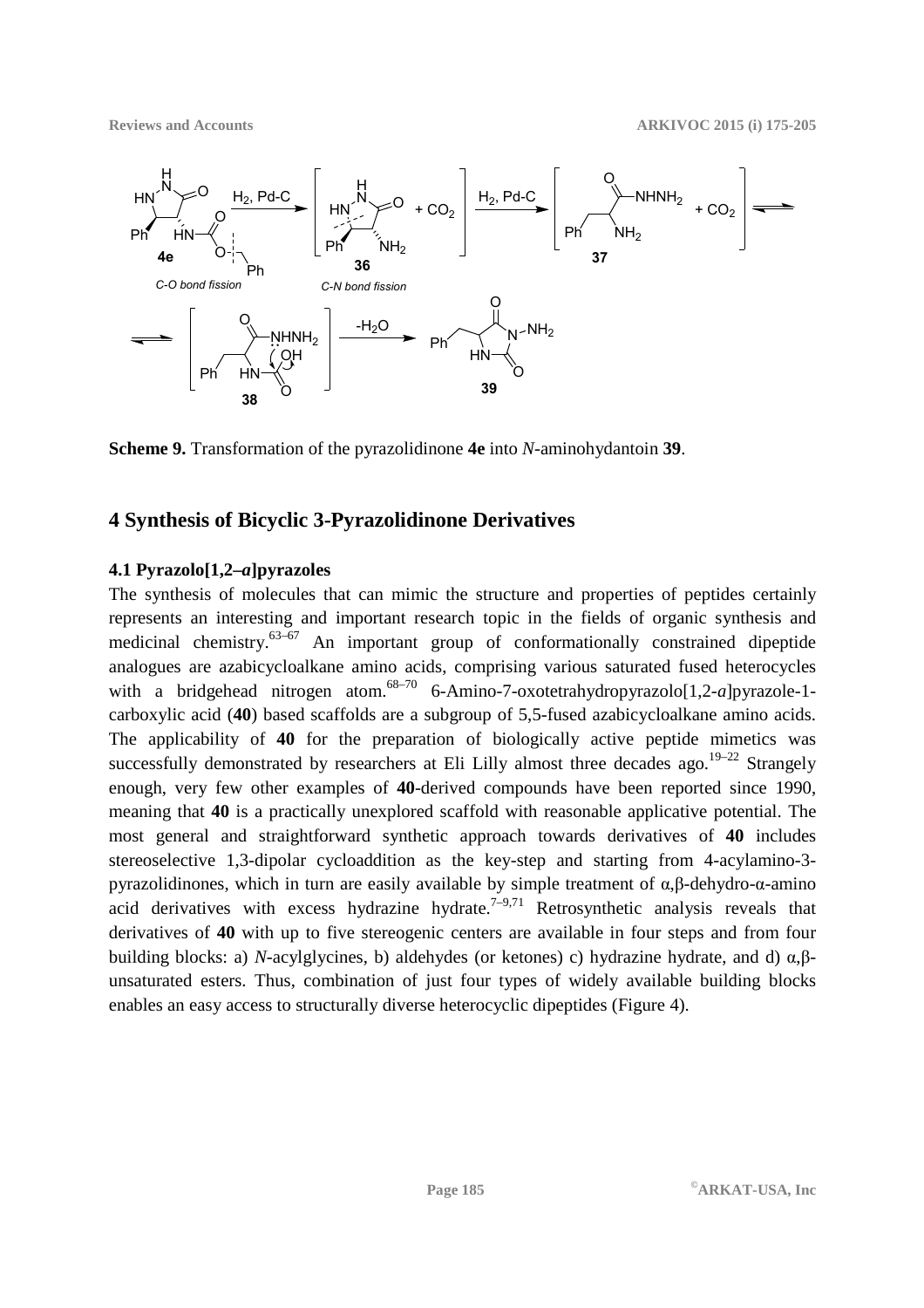**Scheme 9.** Transformation of the pyrazolidinone **4e** into *N*-aminohydantoin **39**.

## 4 Synthesis of Bicyclic 3-Pyrazolidinone Derivatives

### 4.1 Pyrazolo[1,2–*a*]pyrazoles

The synthesis of molecules that can mimic the structure and properties of peptides certainly represents an interesting and important research topic in the fields of organic synthesis and medicinal chemistry.[63–67] An important group of conformationally constrained dipeptide analogues are azabicycloalkane amino acids, comprising various saturated fused heterocycles with a bridgehead nitrogen atom.[68–70] 6-Amino-7-oxotetrahydropyrazolo[1,2-*a*]pyrazole-1-carboxylic acid (**40**) based scaffolds are a subgroup of 5,5-fused azabicycloalkane amino acids. The applicability of **40** for the preparation of biologically active peptide mimetics was successfully demonstrated by researchers at Eli Lilly almost three decades ago.[19–22] Strangely enough, very few other examples of **40**-derived compounds have been reported since 1990, meaning that **40** is a practically unexplored scaffold with reasonable applicative potential. The most general and straightforward synthetic approach towards derivatives of **40** includes stereoselective 1,3-dipolar cycloaddition as the key-step and starting from 4-acylamino-3-pyrazolidinones, which in turn are easily available by simple treatment of α,β-dehydro-α-amino acid derivatives with excess hydrazine hydrate.[7–9,71] Retrosynthetic analysis reveals that derivatives of **40** with up to five stereogenic centers are available in four steps and from four building blocks: a) *N*-acylglycines, b) aldehydes (or ketones) c) hydrazine hydrate, and d) α,β-unsaturated esters. Thus, combination of just four types of widely available building blocks enables an easy access to structurally diverse heterocyclic dipeptides (Figure 4).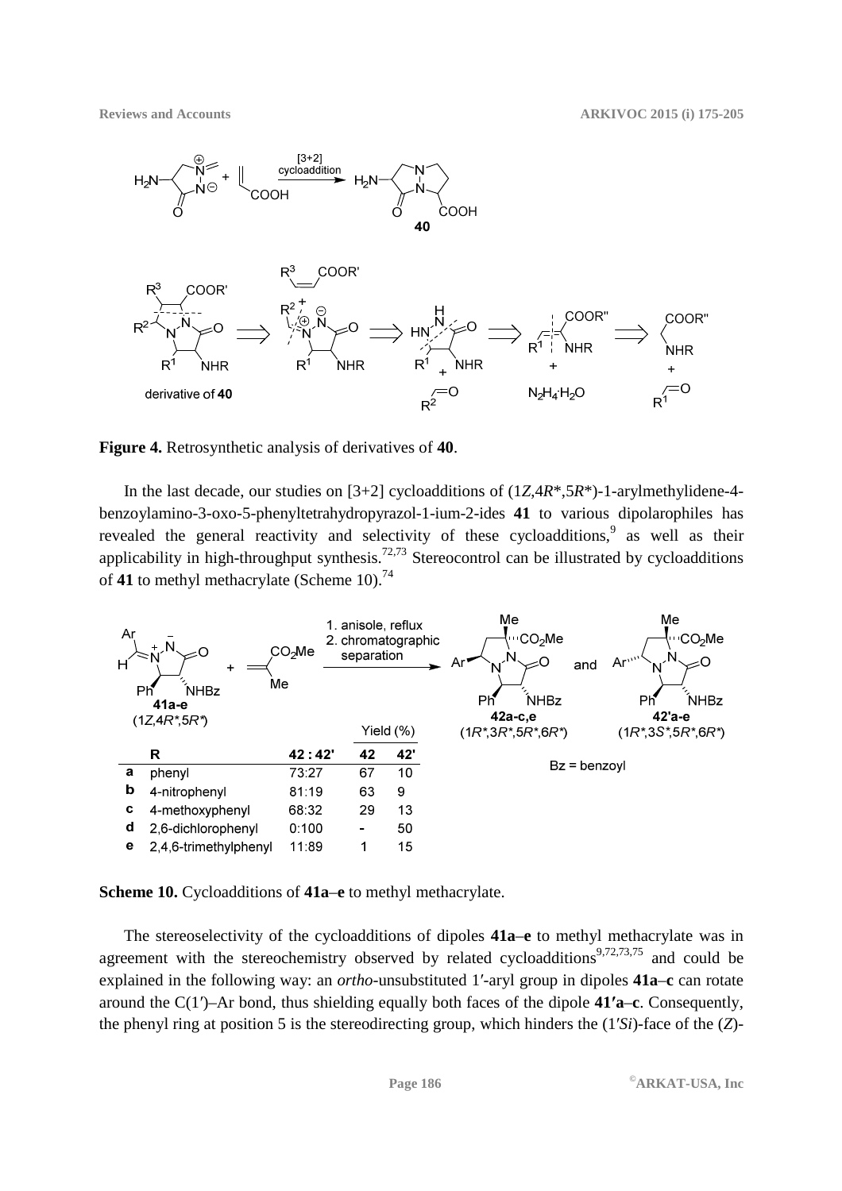**Figure 4.** Retrosynthetic analysis of derivatives of **40**.

In the last decade, our studies on [3+2] cycloadditions of (1*Z*,4*R**,5*R**)-1-arylmethylidene-4-benzoylamino-3-oxo-5-phenyltetrahydropyrazol-1-ium-2-ides **41** to various dipolarophiles has revealed the general reactivity and selectivity of these cycloadditions,[9] as well as their applicability in high-throughput synthesis.[72,73] Stereocontrol can be illustrated by cycloadditions of **41** to methyl methacrylate (Scheme 10).[74]

1. anisole, reflux
2. chromatographic separation

**41a-e** (1*Z*,4*R**,5*R**) → **42a–c,e** (1*R**,3*R**,5*R**,6*R**) and **42'a-e** (1*R**,3*S**,5*R**,6*R**)

Bz = benzoyl

| | R | 42 : 42' | Yield (%) 42 | Yield (%) 42' |
|---|---|---|---|---|
| **a** | phenyl | 73:27 | 67 | 10 |
| **b** | 4-nitrophenyl | 81:19 | 63 | 9 |
| **c** | 4-methoxyphenyl | 68:32 | 29 | 13 |
| **d** | 2,6-dichlorophenyl | 0:100 | - | 50 |
| **e** | 2,4,6-trimethylphenyl | 11:89 | 1 | 15 |

**Scheme 10.** Cycloadditions of **41a**–**e** to methyl methacrylate.

The stereoselectivity of the cycloadditions of dipoles **41a**–**e** to methyl methacrylate was in agreement with the stereochemistry observed by related cycloadditions[9,72,73,75] and could be explained in the following way: an *ortho*-unsubstituted 1′-aryl group in dipoles **41a**–**c** can rotate around the C(1′)–Ar bond, thus shielding equally both faces of the dipole **41′a**–**c**. Consequently, the phenyl ring at position 5 is the stereodirecting group, which hinders the (1′*Si*)-face of the (*Z*)-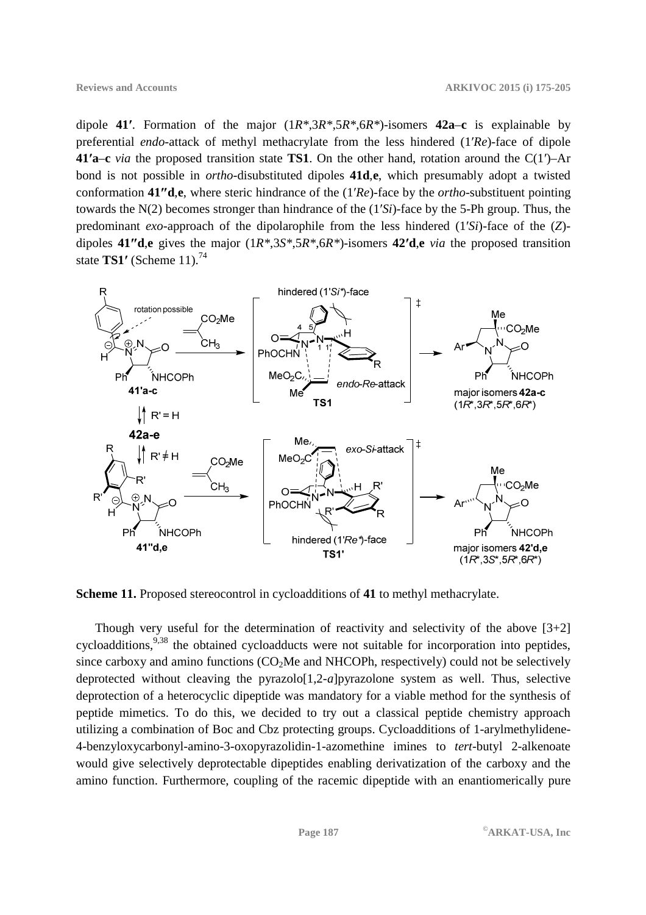dipole **41′**. Formation of the major (1*R**,3*R**,5*R**,6*R**)-isomers **42a–c** is explainable by preferential *endo*-attack of methyl methacrylate from the less hindered (1′*Re*)-face of dipole **41′a–c** *via* the proposed transition state **TS1**. On the other hand, rotation around the C(1′)–Ar bond is not possible in *ortho*-disubstituted dipoles **41d**,**e**, which presumably adopt a twisted conformation **41″d**,**e**, where steric hindrance of the (1′*Re*)-face by the *ortho*-substituent pointing towards the N(2) becomes stronger than hindrance of the (1′*Si*)-face by the 5-Ph group. Thus, the predominant *exo*-approach of the dipolarophile from the less hindered (1′*Si*)-face of the (*Z*)-dipoles **41″d**,**e** gives the major (1*R**,3*S**,5*R**,6*R**)-isomers **42′d**,**e** *via* the proposed transition state **TS1′** (Scheme 11).[74]

**Scheme 11.** Proposed stereocontrol in cycloadditions of **41** to methyl methacrylate.

Though very useful for the determination of reactivity and selectivity of the above [3+2] cycloadditions,[9,38] the obtained cycloadducts were not suitable for incorporation into peptides, since carboxy and amino functions ($CO_2Me$ and NHCOPh, respectively) could not be selectively deprotected without cleaving the pyrazolo[1,2-*a*]pyrazolone system as well. Thus, selective deprotection of a heterocyclic dipeptide was mandatory for a viable method for the synthesis of peptide mimetics. To do this, we decided to try out a classical peptide chemistry approach utilizing a combination of Boc and Cbz protecting groups. Cycloadditions of 1-arylmethylidene-4-benzyloxycarbonyl-amino-3-oxopyrazolidin-1-azomethine imines to *tert*-butyl 2-alkenoate would give selectively deprotectable dipeptides enabling derivatization of the carboxy and the amino function. Furthermore, coupling of the racemic dipeptide with an enantiomerically pure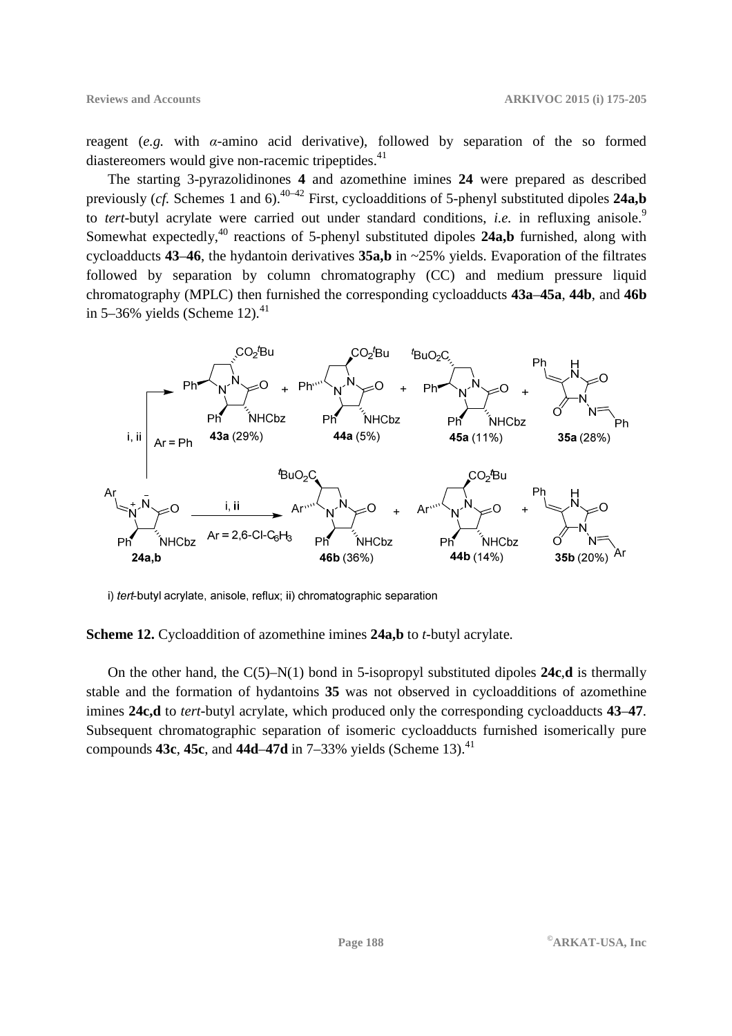reagent (*e.g.* with *α*-amino acid derivative), followed by separation of the so formed diastereomers would give non-racemic tripeptides.[41]

The starting 3-pyrazolidinones **4** and azomethine imines **24** were prepared as described previously (*cf.* Schemes 1 and 6).[40–42] First, cycloadditions of 5-phenyl substituted dipoles **24a,b** to *tert*-butyl acrylate were carried out under standard conditions, *i.e.* in refluxing anisole.[9] Somewhat expectedly,[40] reactions of 5-phenyl substituted dipoles **24a,b** furnished, along with cycloadducts **43**–**46**, the hydantoin derivatives **35a,b** in ~25% yields. Evaporation of the filtrates followed by separation by column chromatography (CC) and medium pressure liquid chromatography (MPLC) then furnished the corresponding cycloadducts **43a**–**45a**, **44b**, and **46b** in 5–36% yields (Scheme 12).[41]

i) *tert*-butyl acrylate, anisole, reflux; ii) chromatographic separation

**Scheme 12.** Cycloaddition of azomethine imines **24a,b** to *t*-butyl acrylate.

On the other hand, the C(5)–N(1) bond in 5-isopropyl substituted dipoles **24c**,**d** is thermally stable and the formation of hydantoins **35** was not observed in cycloadditions of azomethine imines **24c,d** to *tert*-butyl acrylate, which produced only the corresponding cycloadducts **43**–**47**. Subsequent chromatographic separation of isomeric cycloadducts furnished isomerically pure compounds **43c**, **45c**, and **44d**–**47d** in 7–33% yields (Scheme 13).[41]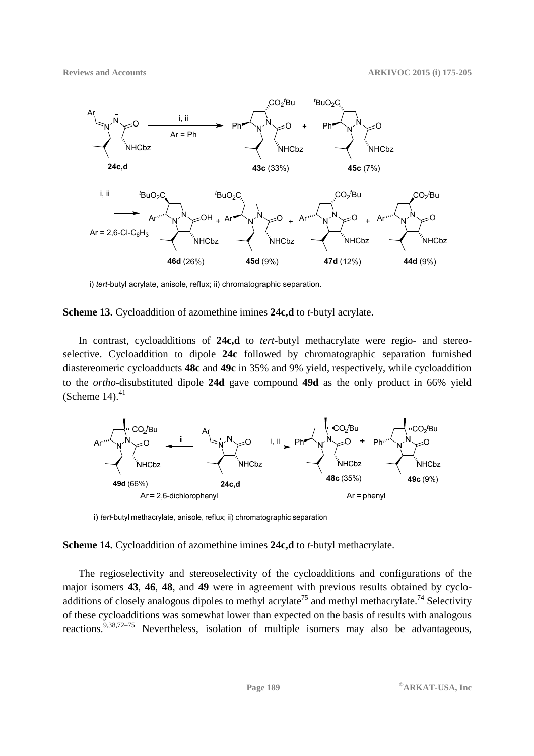i) *tert*-butyl acrylate, anisole, reflux; ii) chromatographic separation.

**Scheme 13.** Cycloaddition of azomethine imines **24c,d** to *t*-butyl acrylate.

In contrast, cycloadditions of **24c,d** to *tert*-butyl methacrylate were regio- and stereoselective. Cycloaddition to dipole **24c** followed by chromatographic separation furnished diastereomeric cycloadducts **48c** and **49c** in 35% and 9% yield, respectively, while cycloaddition to the *ortho*-disubstituted dipole **24d** gave compound **49d** as the only product in 66% yield (Scheme 14).[41]

i) *tert*-butyl methacrylate, anisole, reflux; ii) chromatographic separation

**Scheme 14.** Cycloaddition of azomethine imines **24c,d** to *t*-butyl methacrylate.

The regioselectivity and stereoselectivity of the cycloadditions and configurations of the major isomers **43**, **46**, **48**, and **49** were in agreement with previous results obtained by cycloadditions of closely analogous dipoles to methyl acrylate[75] and methyl methacrylate.[74] Selectivity of these cycloadditions was somewhat lower than expected on the basis of results with analogous reactions.[9,38,72–75] Nevertheless, isolation of multiple isomers may also be advantageous,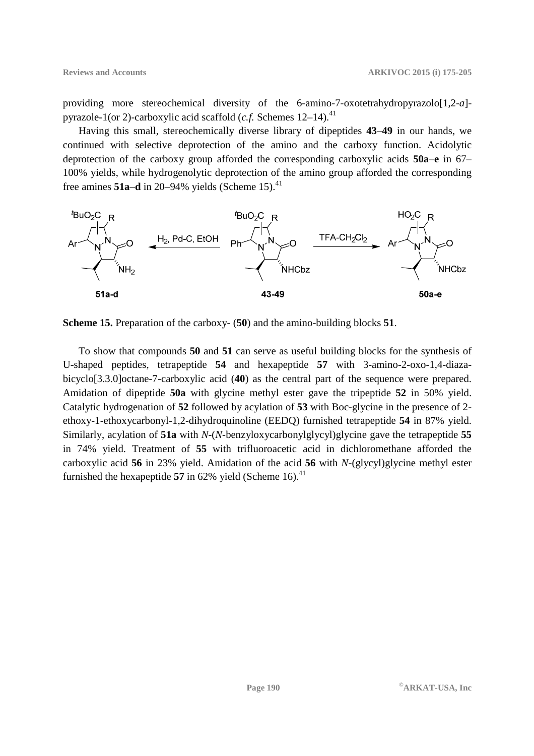providing more stereochemical diversity of the 6-amino-7-oxotetrahydropyrazolo[1,2-*a*]-pyrazole-1(or 2)-carboxylic acid scaffold (*c.f.* Schemes 12–14).[41]

Having this small, stereochemically diverse library of dipeptides **43**–**49** in our hands, we continued with selective deprotection of the amino and the carboxy function. Acidolytic deprotection of the carboxy group afforded the corresponding carboxylic acids **50a**–**e** in 67–100% yields, while hydrogenolytic deprotection of the amino group afforded the corresponding free amines **51a**–**d** in 20–94% yields (Scheme 15).[41]

**Scheme 15.** Preparation of the carboxy- (**50**) and the amino-building blocks **51**.

To show that compounds **50** and **51** can serve as useful building blocks for the synthesis of U-shaped peptides, tetrapeptide **54** and hexapeptide **57** with 3-amino-2-oxo-1,4-diaza-bicyclo[3.3.0]octane-7-carboxylic acid (**40**) as the central part of the sequence were prepared. Amidation of dipeptide **50a** with glycine methyl ester gave the tripeptide **52** in 50% yield. Catalytic hydrogenation of **52** followed by acylation of **53** with Boc-glycine in the presence of 2-ethoxy-1-ethoxycarbonyl-1,2-dihydroquinoline (EEDQ) furnished tetrapeptide **54** in 87% yield. Similarly, acylation of **51a** with *N*-(*N*-benzyloxycarbonylglycyl)glycine gave the tetrapeptide **55** in 74% yield. Treatment of **55** with trifluoroacetic acid in dichloromethane afforded the carboxylic acid **56** in 23% yield. Amidation of the acid **56** with *N*-(glycyl)glycine methyl ester furnished the hexapeptide **57** in 62% yield (Scheme 16).[41]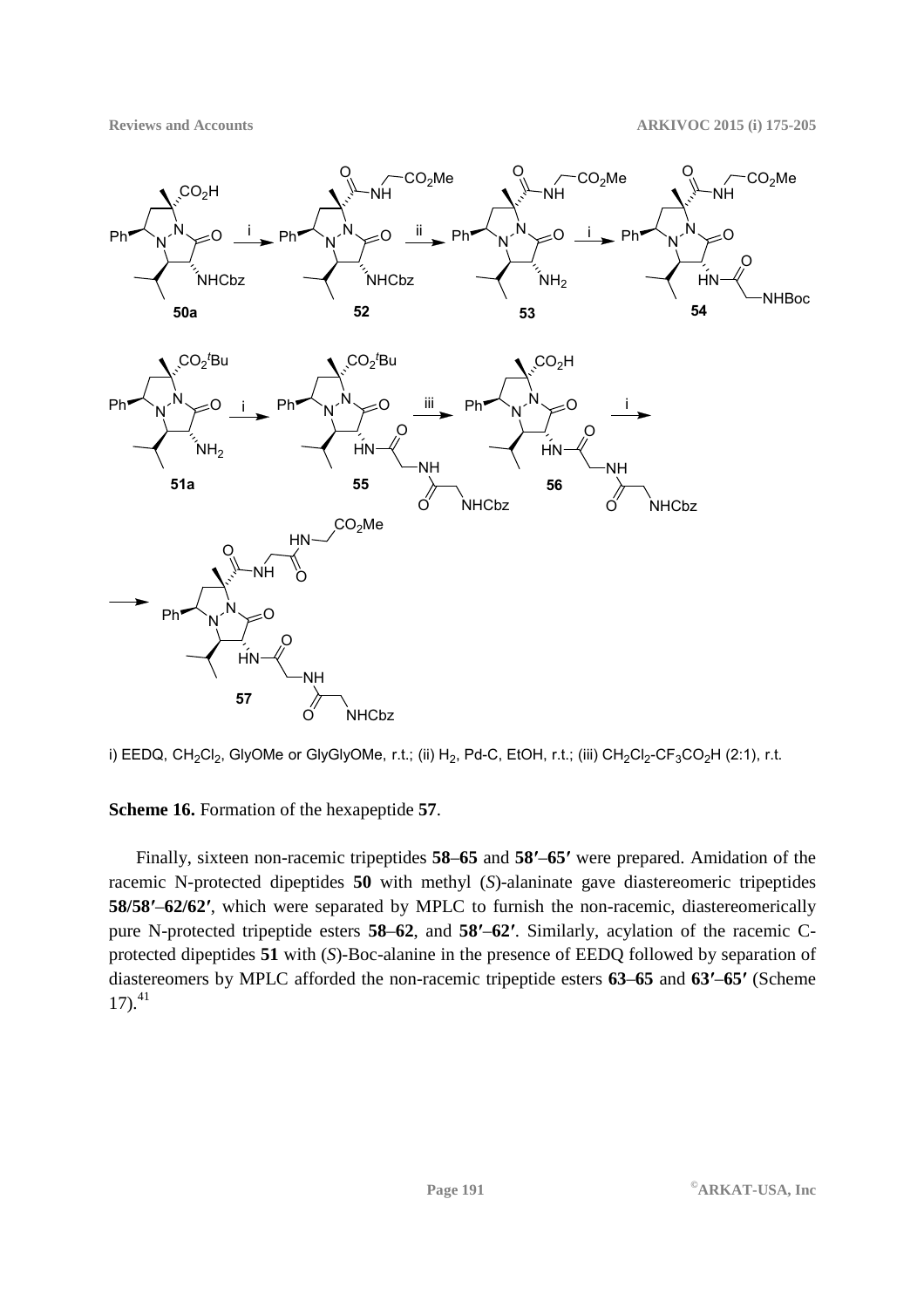i) EEDQ, $CH_2Cl_2$, GlyOMe or GlyGlyOMe, r.t.; (ii) $H_2$, Pd-C, EtOH, r.t.; (iii) $CH_2Cl_2$-$CF_3CO_2H$ (2:1), r.t.

**Scheme 16.** Formation of the hexapeptide **57**.

Finally, sixteen non-racemic tripeptides **58**–**65** and **58′**–**65′** were prepared. Amidation of the racemic N-protected dipeptides **50** with methyl (*S*)-alaninate gave diastereomeric tripeptides **58/58′**–**62/62′**, which were separated by MPLC to furnish the non-racemic, diastereomerically pure N-protected tripeptide esters **58**–**62**, and **58′**–**62′**. Similarly, acylation of the racemic C-protected dipeptides **51** with (*S*)-Boc-alanine in the presence of EEDQ followed by separation of diastereomers by MPLC afforded the non-racemic tripeptide esters **63**–**65** and **63′**–**65′** (Scheme 17).[41]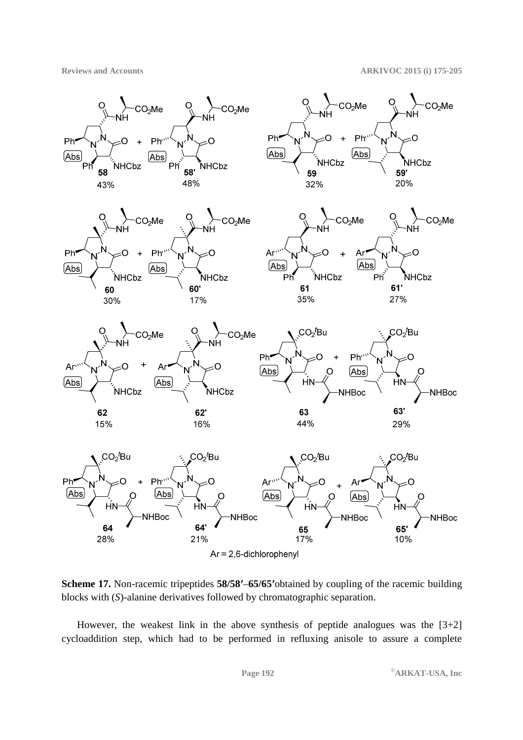**Scheme 17.** Non-racemic tripeptides **58/58′**–**65/65′** obtained by coupling of the racemic building blocks with (*S*)-alanine derivatives followed by chromatographic separation.

However, the weakest link in the above synthesis of peptide analogues was the [3+2] cycloaddition step, which had to be performed in refluxing anisole to assure a complete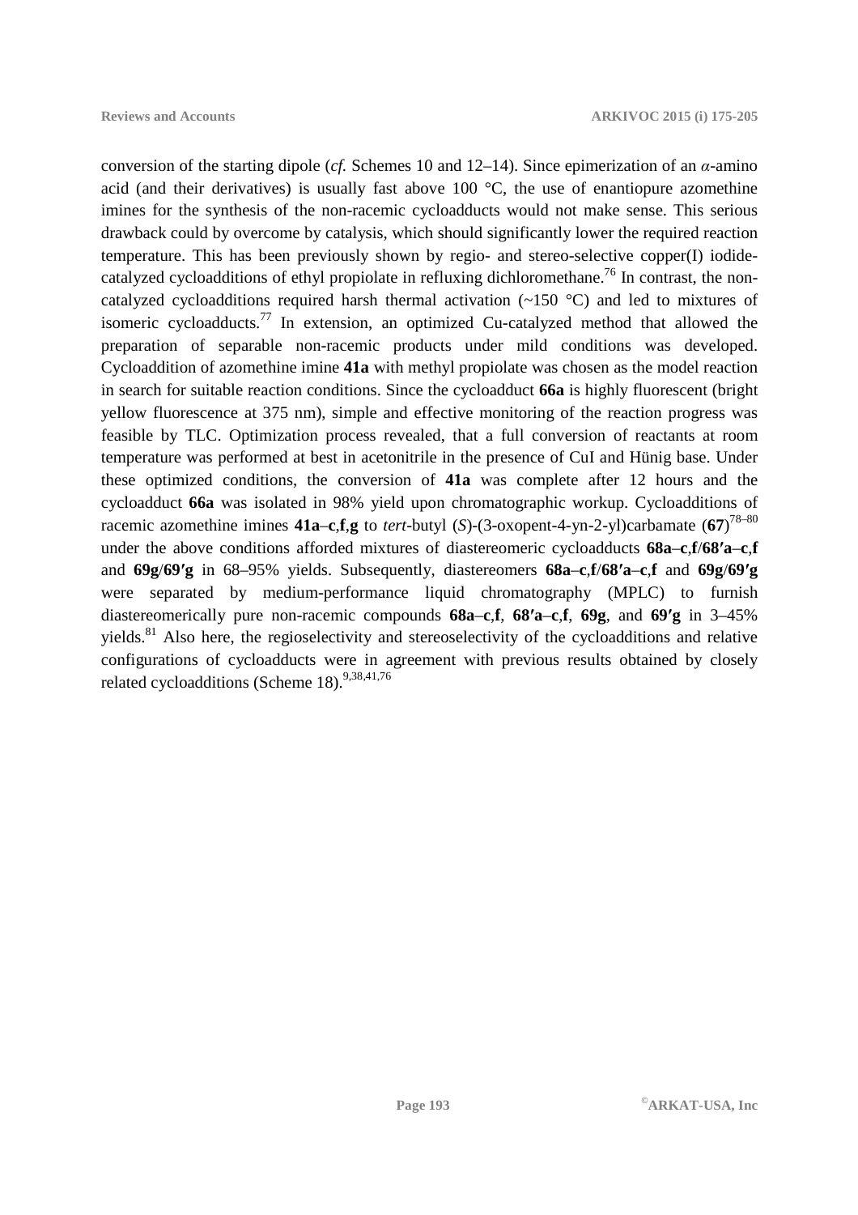conversion of the starting dipole (*cf.* Schemes 10 and 12–14). Since epimerization of an *α*-amino acid (and their derivatives) is usually fast above 100 °C, the use of enantiopure azomethine imines for the synthesis of the non-racemic cycloadducts would not make sense. This serious drawback could by overcome by catalysis, which should significantly lower the required reaction temperature. This has been previously shown by regio- and stereo-selective copper(I) iodide-catalyzed cycloadditions of ethyl propiolate in refluxing dichloromethane.[76] In contrast, the non-catalyzed cycloadditions required harsh thermal activation (~150 °C) and led to mixtures of isomeric cycloadducts.[77] In extension, an optimized Cu-catalyzed method that allowed the preparation of separable non-racemic products under mild conditions was developed. Cycloaddition of azomethine imine **41a** with methyl propiolate was chosen as the model reaction in search for suitable reaction conditions. Since the cycloadduct **66a** is highly fluorescent (bright yellow fluorescence at 375 nm), simple and effective monitoring of the reaction progress was feasible by TLC. Optimization process revealed, that a full conversion of reactants at room temperature was performed at best in acetonitrile in the presence of CuI and Hünig base. Under these optimized conditions, the conversion of **41a** was complete after 12 hours and the cycloadduct **66a** was isolated in 98% yield upon chromatographic workup. Cycloadditions of racemic azomethine imines **41a**–**c**,**f**,**g** to *tert*-butyl (*S*)-(3-oxopent-4-yn-2-yl)carbamate (**67**)[78–80] under the above conditions afforded mixtures of diastereomeric cycloadducts **68a**–**c**,**f**/**68′a**–**c**,**f** and **69g**/**69′g** in 68–95% yields. Subsequently, diastereomers **68a**–**c**,**f**/**68′a**–**c**,**f** and **69g**/**69′g** were separated by medium-performance liquid chromatography (MPLC) to furnish diastereomerically pure non-racemic compounds **68a**–**c**,**f**, **68′a**–**c**,**f**, **69g**, and **69′g** in 3–45% yields.[81] Also here, the regioselectivity and stereoselectivity of the cycloadditions and relative configurations of cycloadducts were in agreement with previous results obtained by closely related cycloadditions (Scheme 18).[9,38,41,76]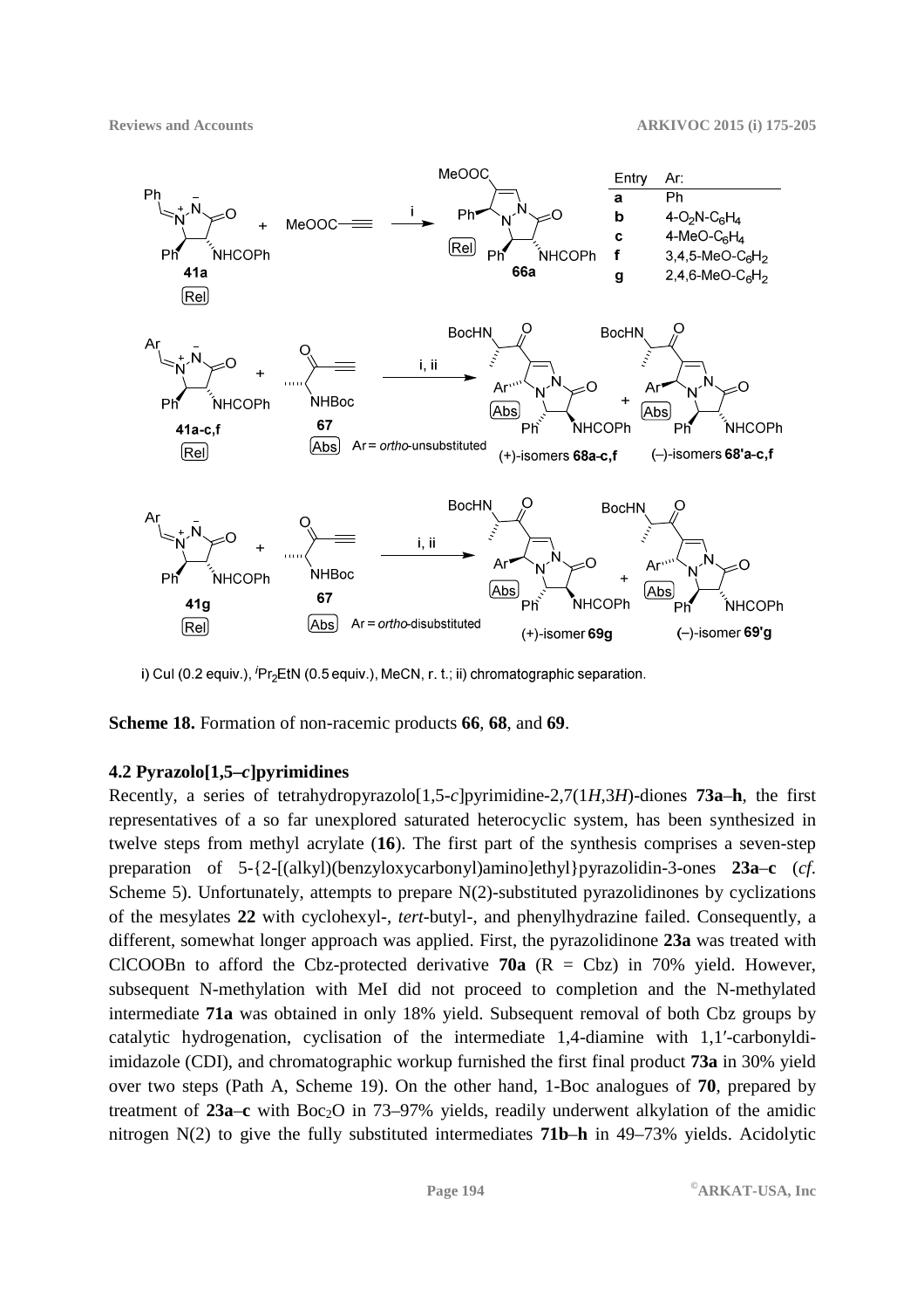i) CuI (0.2 equiv.), $^{i}Pr_2EtN$ (0.5 equiv.), MeCN, r. t.; ii) chromatographic separation.

**Scheme 18.** Formation of non-racemic products **66**, **68**, and **69**.

### 4.2 Pyrazolo[1,5–*c*]pyrimidines

Recently, a series of tetrahydropyrazolo[1,5-*c*]pyrimidine-2,7(1*H*,3*H*)-diones **73a**–**h**, the first representatives of a so far unexplored saturated heterocyclic system, has been synthesized in twelve steps from methyl acrylate (**16**). The first part of the synthesis comprises a seven-step preparation of 5-{2-[(alkyl)(benzyloxycarbonyl)amino]ethyl}pyrazolidin-3-ones **23a**–**c** (*cf*. Scheme 5). Unfortunately, attempts to prepare N(2)-substituted pyrazolidinones by cyclizations of the mesylates **22** with cyclohexyl-, *tert*-butyl-, and phenylhydrazine failed. Consequently, a different, somewhat longer approach was applied. First, the pyrazolidinone **23a** was treated with ClCOOBn to afford the Cbz-protected derivative **70a** (R = Cbz) in 70% yield. However, subsequent N-methylation with MeI did not proceed to completion and the N-methylated intermediate **71a** was obtained in only 18% yield. Subsequent removal of both Cbz groups by catalytic hydrogenation, cyclisation of the intermediate 1,4-diamine with 1,1′-carbonyldi-imidazole (CDI), and chromatographic workup furnished the first final product **73a** in 30% yield over two steps (Path A, Scheme 19). On the other hand, 1-Boc analogues of **70**, prepared by treatment of **23a**–**c** with $Boc_2O$ in 73–97% yields, readily underwent alkylation of the amidic nitrogen N(2) to give the fully substituted intermediates **71b**–**h** in 49–73% yields. Acidolytic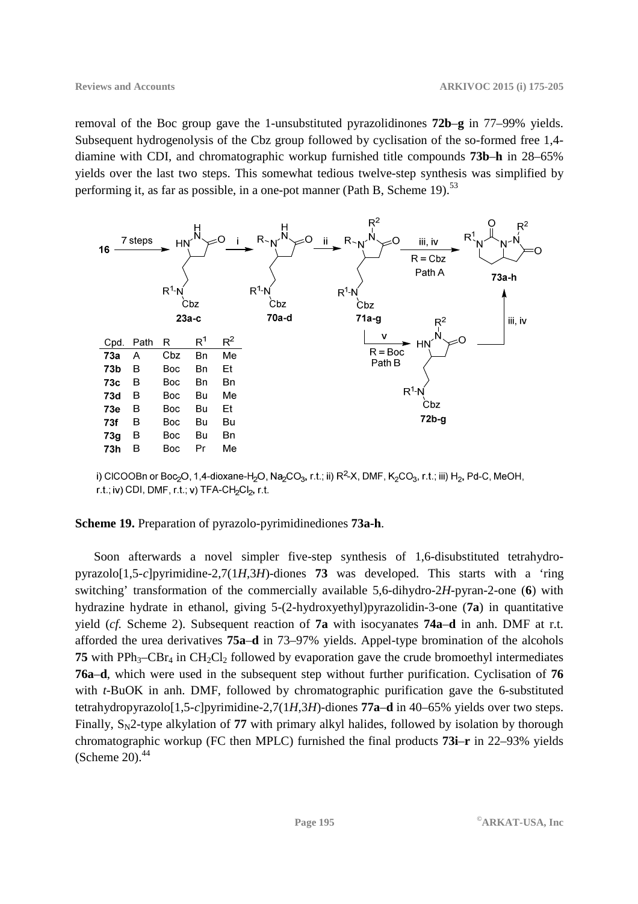removal of the Boc group gave the 1-unsubstituted pyrazolidinones **72b**–**g** in 77–99% yields. Subsequent hydrogenolysis of the Cbz group followed by cyclisation of the so-formed free 1,4-diamine with CDI, and chromatographic workup furnished title compounds **73b**–**h** in 28–65% yields over the last two steps. This somewhat tedious twelve-step synthesis was simplified by performing it, as far as possible, in a one-pot manner (Path B, Scheme 19).[53]

| Cpd. | Path | R | $R^1$ | $R^2$ |
|---|---|---|---|---|
| **73a** | A | Cbz | Bn | Me |
| **73b** | B | Boc | Bn | Et |
| **73c** | B | Boc | Bn | Bn |
| **73d** | B | Boc | Bu | Me |
| **73e** | B | Boc | Bu | Et |
| **73f** | B | Boc | Bu | Bu |
| **73g** | B | Boc | Bu | Bn |
| **73h** | B | Boc | Pr | Me |

i) ClCOOBn or $Boc_2O$, 1,4-dioxane-$H_2O$, $Na_2CO_3$, r.t.; ii) $R^2$-X, DMF, $K_2CO_3$, r.t.; iii) $H_2$, Pd-C, MeOH, r.t.; iv) CDI, DMF, r.t.; v) TFA-$CH_2Cl_2$, r.t.

**Scheme 19.** Preparation of pyrazolo-pyrimidinediones **73a-h**.

Soon afterwards a novel simpler five-step synthesis of 1,6-disubstituted tetrahydropyrazolo[1,5-*c*]pyrimidine-2,7(1*H*,3*H*)-diones **73** was developed. This starts with a 'ring switching' transformation of the commercially available 5,6-dihydro-2*H*-pyran-2-one (**6**) with hydrazine hydrate in ethanol, giving 5-(2-hydroxyethyl)pyrazolidin-3-one (**7a**) in quantitative yield (*cf.* Scheme 2). Subsequent reaction of **7a** with isocyanates **74a**–**d** in anh. DMF at r.t. afforded the urea derivatives **75a**–**d** in 73–97% yields. Appel-type bromination of the alcohols **75** with $PPh_3$–$CBr_4$ in $CH_2Cl_2$ followed by evaporation gave the crude bromoethyl intermediates **76a**–**d**, which were used in the subsequent step without further purification. Cyclisation of **76** with *t*-BuOK in anh. DMF, followed by chromatographic purification gave the 6-substituted tetrahydropyrazolo[1,5-*c*]pyrimidine-2,7(1*H*,3*H*)-diones **77a**–**d** in 40–65% yields over two steps. Finally, $S_N2$-type alkylation of **77** with primary alkyl halides, followed by isolation by thorough chromatographic workup (FC then MPLC) furnished the final products **73i**–**r** in 22–93% yields (Scheme 20).[44]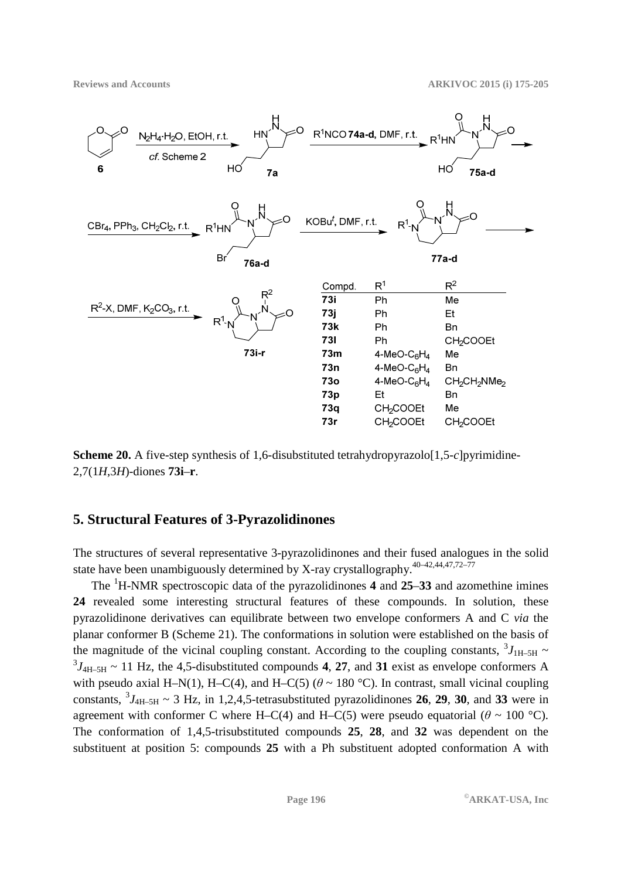| Compd. | $R^1$ | $R^2$ |
|---|---|---|
| **73i** | Ph | Me |
| **73j** | Ph | Et |
| **73k** | Ph | Bn |
| **73l** | Ph | $CH_2COOEt$ |
| **73m** | 4-MeO-$C_6H_4$ | Me |
| **73n** | 4-MeO-$C_6H_4$ | Bn |
| **73o** | 4-MeO-$C_6H_4$ | $CH_2CH_2NMe_2$ |
| **73p** | Et | Bn |
| **73q** | $CH_2COOEt$ | Me |
| **73r** | $CH_2COOEt$ | $CH_2COOEt$ |

**Scheme 20.** A five-step synthesis of 1,6-disubstituted tetrahydropyrazolo[1,5-*c*]pyrimidine-2,7(1*H*,3*H*)-diones **73i**–**r**.

## 5. Structural Features of 3-Pyrazolidinones

The structures of several representative 3-pyrazolidinones and their fused analogues in the solid state have been unambiguously determined by X-ray crystallography.[40–42,44,47,72–77]

The $^1$H-NMR spectroscopic data of the pyrazolidinones **4** and **25**–**33** and azomethine imines **24** revealed some interesting structural features of these compounds. In solution, these pyrazolidinone derivatives can equilibrate between two envelope conformers A and C *via* the planar conformer B (Scheme 21). The conformations in solution were established on the basis of the magnitude of the vicinal coupling constant. According to the coupling constants, $^3J_{1H–5H}$ ~ $^3J_{4H–5H}$ ~ 11 Hz, the 4,5-disubstituted compounds **4**, **27**, and **31** exist as envelope conformers A with pseudo axial H–N(1), H–C(4), and H–C(5) ($\theta$ ~ 180 °C). In contrast, small vicinal coupling constants, $^3J_{4H–5H}$ ~ 3 Hz, in 1,2,4,5-tetrasubstituted pyrazolidinones **26**, **29**, **30**, and **33** were in agreement with conformer C where H–C(4) and H–C(5) were pseudo equatorial ($\theta$ ~ 100 °C). The conformation of 1,4,5-trisubstituted compounds **25**, **28**, and **32** was dependent on the substituent at position 5: compounds **25** with a Ph substituent adopted conformation A with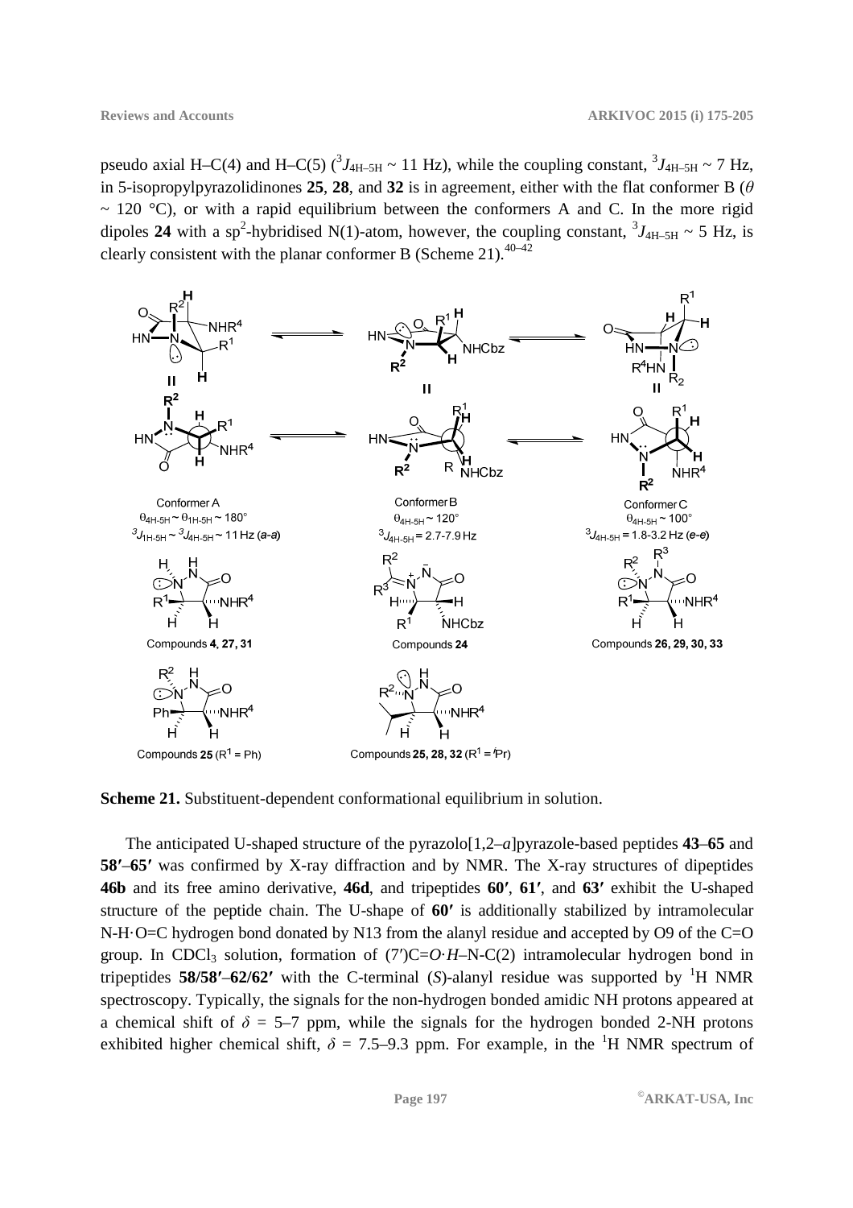pseudo axial H–C(4) and H–C(5) ($^3J_{4H–5H}$ ~ 11 Hz), while the coupling constant, $^3J_{4H–5H}$ ~ 7 Hz, in 5-isopropylpyrazolidinones **25**, **28**, and **32** is in agreement, either with the flat conformer B ($\theta$ ~ 120 °C), or with a rapid equilibrium between the conformers A and C. In the more rigid dipoles **24** with a sp$^2$-hybridised N(1)-atom, however, the coupling constant, $^3J_{4H–5H}$ ~ 5 Hz, is clearly consistent with the planar conformer B (Scheme 21).[40–42]

**Scheme 21.** Substituent-dependent conformational equilibrium in solution.

The anticipated U-shaped structure of the pyrazolo[1,2–*a*]pyrazole-based peptides **43**–**65** and **58′**–**65′** was confirmed by X-ray diffraction and by NMR. The X-ray structures of dipeptides **46b** and its free amino derivative, **46d**, and tripeptides **60′**, **61′**, and **63′** exhibit the U-shaped structure of the peptide chain. The U-shape of **60′** is additionally stabilized by intramolecular N-H·O=C hydrogen bond donated by N13 from the alanyl residue and accepted by O9 of the C=O group. In $CDCl_3$ solution, formation of (7′)C=*O·H*–N-C(2) intramolecular hydrogen bond in tripeptides **58/58′**–**62/62′** with the C-terminal (*S*)-alanyl residue was supported by $^1$H NMR spectroscopy. Typically, the signals for the non-hydrogen bonded amidic NH protons appeared at a chemical shift of $\delta$ = 5–7 ppm, while the signals for the hydrogen bonded 2-NH protons exhibited higher chemical shift, $\delta$ = 7.5–9.3 ppm. For example, in the $^1$H NMR spectrum of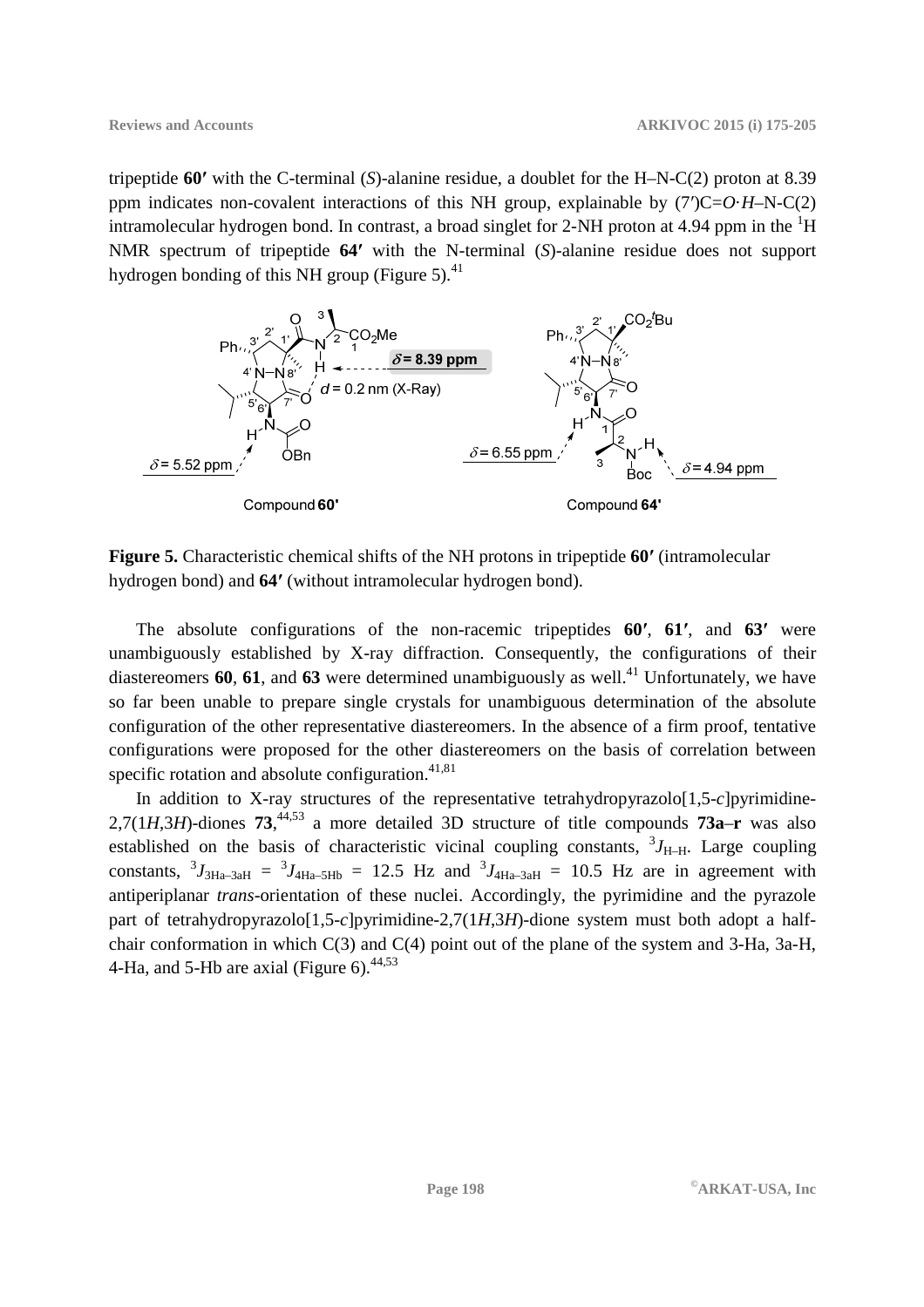tripeptide **60′** with the C-terminal (*S*)-alanine residue, a doublet for the H–N-C(2) proton at 8.39 ppm indicates non-covalent interactions of this NH group, explainable by (7′)C=*O·H*–N-C(2) intramolecular hydrogen bond. In contrast, a broad singlet for 2-NH proton at 4.94 ppm in the $^1$H NMR spectrum of tripeptide **64′** with the N-terminal (*S*)-alanine residue does not support hydrogen bonding of this NH group (Figure 5).[41]

**Figure 5.** Characteristic chemical shifts of the NH protons in tripeptide **60′** (intramolecular hydrogen bond) and **64′** (without intramolecular hydrogen bond).

The absolute configurations of the non-racemic tripeptides **60′**, **61′**, and **63′** were unambiguously established by X-ray diffraction. Consequently, the configurations of their diastereomers **60**, **61**, and **63** were determined unambiguously as well.[41] Unfortunately, we have so far been unable to prepare single crystals for unambiguous determination of the absolute configuration of the other representative diastereomers. In the absence of a firm proof, tentative configurations were proposed for the other diastereomers on the basis of correlation between specific rotation and absolute configuration.[41,81]

In addition to X-ray structures of the representative tetrahydropyrazolo[1,5-*c*]pyrimidine-2,7(1*H*,3*H*)-diones **73**,[44,53] a more detailed 3D structure of title compounds **73a**–**r** was also established on the basis of characteristic vicinal coupling constants, $^3J_{H–H}$. Large coupling constants, $^3J_{3Ha–3aH}$ = $^3J_{4Ha–5Hb}$ = 12.5 Hz and $^3J_{4Ha–3aH}$ = 10.5 Hz are in agreement with antiperiplanar *trans*-orientation of these nuclei. Accordingly, the pyrimidine and the pyrazole part of tetrahydropyrazolo[1,5-*c*]pyrimidine-2,7(1*H*,3*H*)-dione system must both adopt a half-chair conformation in which C(3) and C(4) point out of the plane of the system and 3-Ha, 3a-H, 4-Ha, and 5-Hb are axial (Figure 6).[44,53]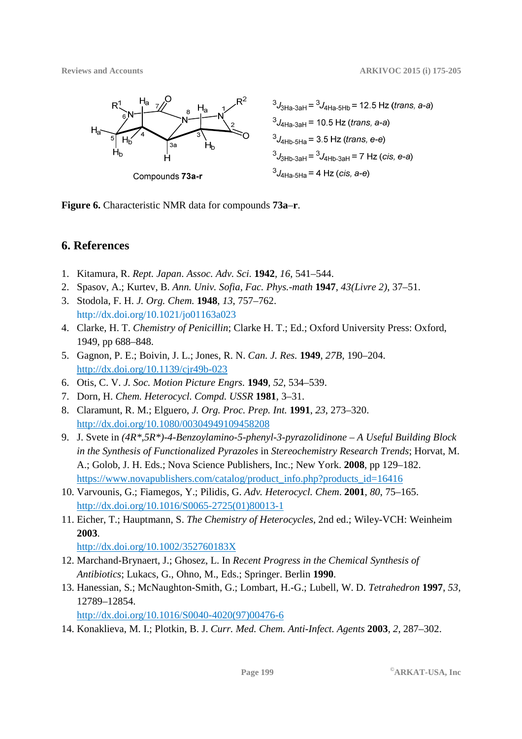$^{3}J_{3Ha\text{-}3aH} = {}^{3}J_{4Ha\text{-}5Hb} = 12.5$ Hz (*trans, a-a*)

$^{3}J_{4Ha\text{-}3aH} = 10.5$ Hz (*trans, a-a*)

$^{3}J_{4Hb\text{-}5Ha} = 3.5$ Hz (*trans, e-e*)

$^{3}J_{3Hb\text{-}3aH} = {}^{3}J_{4Hb\text{-}3aH} = 7$ Hz (*cis, e-a*)

$^{3}J_{4Ha\text{-}5Ha} = 4$ Hz (*cis, a-e*)

Compounds **73a-r**

**Figure 6.** Characteristic NMR data for compounds **73a**–**r**.

## 6. References

1. Kitamura, R. *Rept. Japan. Assoc. Adv. Sci.* **1942**, *16*, 541–544.
2. Spasov, A.; Kurtev, B. *Ann. Univ. Sofia, Fac. Phys.-math* **1947**, *43(Livre 2)*, 37–51.
3. Stodola, F. H. *J. Org. Chem.* **1948**, *13*, 757–762.
   http://dx.doi.org/10.1021/jo01163a023
4. Clarke, H. T. *Chemistry of Penicillin*; Clarke H. T.; Ed.; Oxford University Press: Oxford, 1949, pp 688–848.
5. Gagnon, P. E.; Boivin, J. L.; Jones, R. N. *Can. J. Res.* **1949**, *27B*, 190–204.
   http://dx.doi.org/10.1139/cjr49b-023
6. Otis, C. V. *J. Soc. Motion Picture Engrs.* **1949**, *52*, 534–539.
7. Dorn, H. *Chem. Heterocycl. Compd. USSR* **1981**, 3–31.
8. Claramunt, R. M.; Elguero, *J. Org. Proc. Prep. Int.* **1991**, *23*, 273–320.
   http://dx.doi.org/10.1080/00304949109458208
9. J. Svete in *(4R\*,5R\*)-4-Benzoylamino-5-phenyl-3-pyrazolidinone – A Useful Building Block in the Synthesis of Functionalized Pyrazoles* in *Stereochemistry Research Trends*; Horvat, M. A.; Golob, J. H. Eds.; Nova Science Publishers, Inc.; New York. **2008**, pp 129–182.
   https://www.novapublishers.com/catalog/product_info.php?products_id=16416
10. Varvounis, G.; Fiamegos, Y.; Pilidis, G. *Adv. Heterocycl. Chem.* **2001**, *80*, 75–165.
    http://dx.doi.org/10.1016/S0065-2725(01)80013-1
11. Eicher, T.; Hauptmann, S. *The Chemistry of Heterocycles*, 2nd ed.; Wiley-VCH: Weinheim **2003**.
    http://dx.doi.org/10.1002/352760183X
12. Marchand-Brynaert, J.; Ghosez, L. In *Recent Progress in the Chemical Synthesis of Antibiotics*; Lukacs, G., Ohno, M., Eds.; Springer. Berlin **1990**.
13. Hanessian, S.; McNaughton-Smith, G.; Lombart, H.-G.; Lubell, W. D. *Tetrahedron* **1997**, *53*, 12789–12854.
    http://dx.doi.org/10.1016/S0040-4020(97)00476-6
14. Konaklieva, M. I.; Plotkin, B. J. *Curr. Med. Chem. Anti-Infect. Agents* **2003**, *2*, 287–302.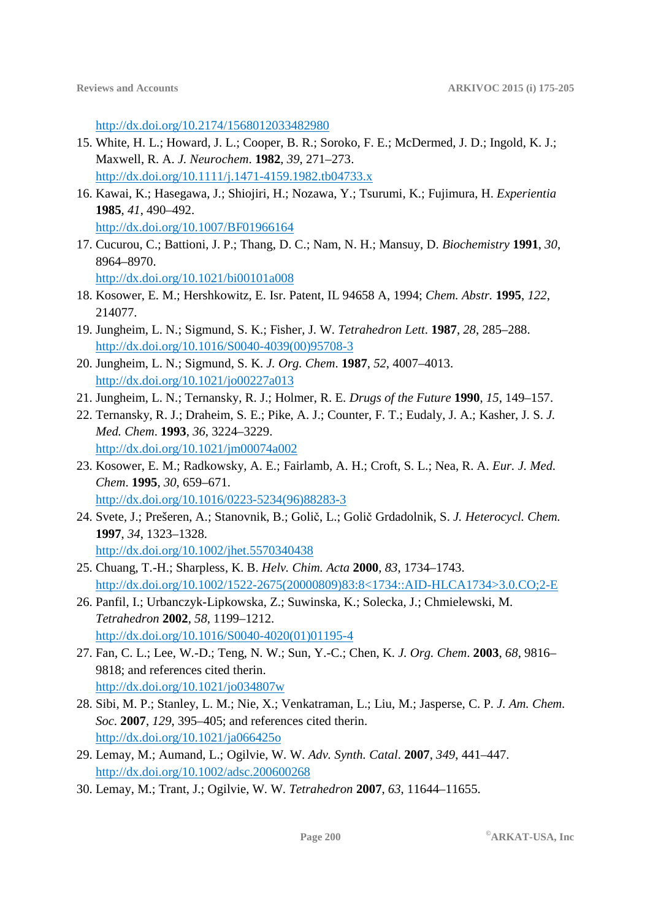http://dx.doi.org/10.2174/1568012033482980

15. White, H. L.; Howard, J. L.; Cooper, B. R.; Soroko, F. E.; McDermed, J. D.; Ingold, K. J.; Maxwell, R. A. *J. Neurochem*. **1982**, *39*, 271–273.
 http://dx.doi.org/10.1111/j.1471-4159.1982.tb04733.x
16. Kawai, K.; Hasegawa, J.; Shiojiri, H.; Nozawa, Y.; Tsurumi, K.; Fujimura, H. *Experientia* **1985**, *41*, 490–492.
 http://dx.doi.org/10.1007/BF01966164
17. Cucurou, C.; Battioni, J. P.; Thang, D. C.; Nam, N. H.; Mansuy, D. *Biochemistry* **1991**, *30*, 8964–8970.
 http://dx.doi.org/10.1021/bi00101a008
18. Kosower, E. M.; Hershkowitz, E. Isr. Patent, IL 94658 A, 1994; *Chem. Abstr.* **1995**, *122*, 214077.
19. Jungheim, L. N.; Sigmund, S. K.; Fisher, J. W. *Tetrahedron Lett*. **1987**, *28*, 285–288.
 http://dx.doi.org/10.1016/S0040-4039(00)95708-3
20. Jungheim, L. N.; Sigmund, S. K. *J. Org. Chem*. **1987**, *52*, 4007–4013.
 http://dx.doi.org/10.1021/jo00227a013
21. Jungheim, L. N.; Ternansky, R. J.; Holmer, R. E. *Drugs of the Future* **1990**, *15*, 149–157.
22. Ternansky, R. J.; Draheim, S. E.; Pike, A. J.; Counter, F. T.; Eudaly, J. A.; Kasher, J. S. *J. Med. Chem*. **1993**, *36*, 3224–3229.
 http://dx.doi.org/10.1021/jm00074a002
23. Kosower, E. M.; Radkowsky, A. E.; Fairlamb, A. H.; Croft, S. L.; Nea, R. A. *Eur. J. Med. Chem*. **1995**, *30*, 659–671.
 http://dx.doi.org/10.1016/0223-5234(96)88283-3
24. Svete, J.; Prešeren, A.; Stanovnik, B.; Golič, L.; Golič Grdadolnik, S. *J. Heterocycl. Chem.* **1997**, *34*, 1323–1328.
 http://dx.doi.org/10.1002/jhet.5570340438
25. Chuang, T.-H.; Sharpless, K. B. *Helv. Chim. Acta* **2000**, *83*, 1734–1743.
 http://dx.doi.org/10.1002/1522-2675(20000809)83:8<1734::AID-HLCA1734>3.0.CO;2-E
26. Panfil, I.; Urbanczyk-Lipkowska, Z.; Suwinska, K.; Solecka, J.; Chmielewski, M. *Tetrahedron* **2002**, *58*, 1199–1212.
 http://dx.doi.org/10.1016/S0040-4020(01)01195-4
27. Fan, C. L.; Lee, W.-D.; Teng, N. W.; Sun, Y.-C.; Chen, K. *J. Org. Chem*. **2003**, *68*, 9816–9818; and references cited therin.
 http://dx.doi.org/10.1021/jo034807w
28. Sibi, M. P.; Stanley, L. M.; Nie, X.; Venkatraman, L.; Liu, M.; Jasperse, C. P. *J. Am. Chem. Soc*. **2007**, *129*, 395–405; and references cited therin.
 http://dx.doi.org/10.1021/ja066425o
29. Lemay, M.; Aumand, L.; Ogilvie, W. W. *Adv. Synth. Catal*. **2007**, *349*, 441–447.
 http://dx.doi.org/10.1002/adsc.200600268
30. Lemay, M.; Trant, J.; Ogilvie, W. W. *Tetrahedron* **2007**, *63*, 11644–11655.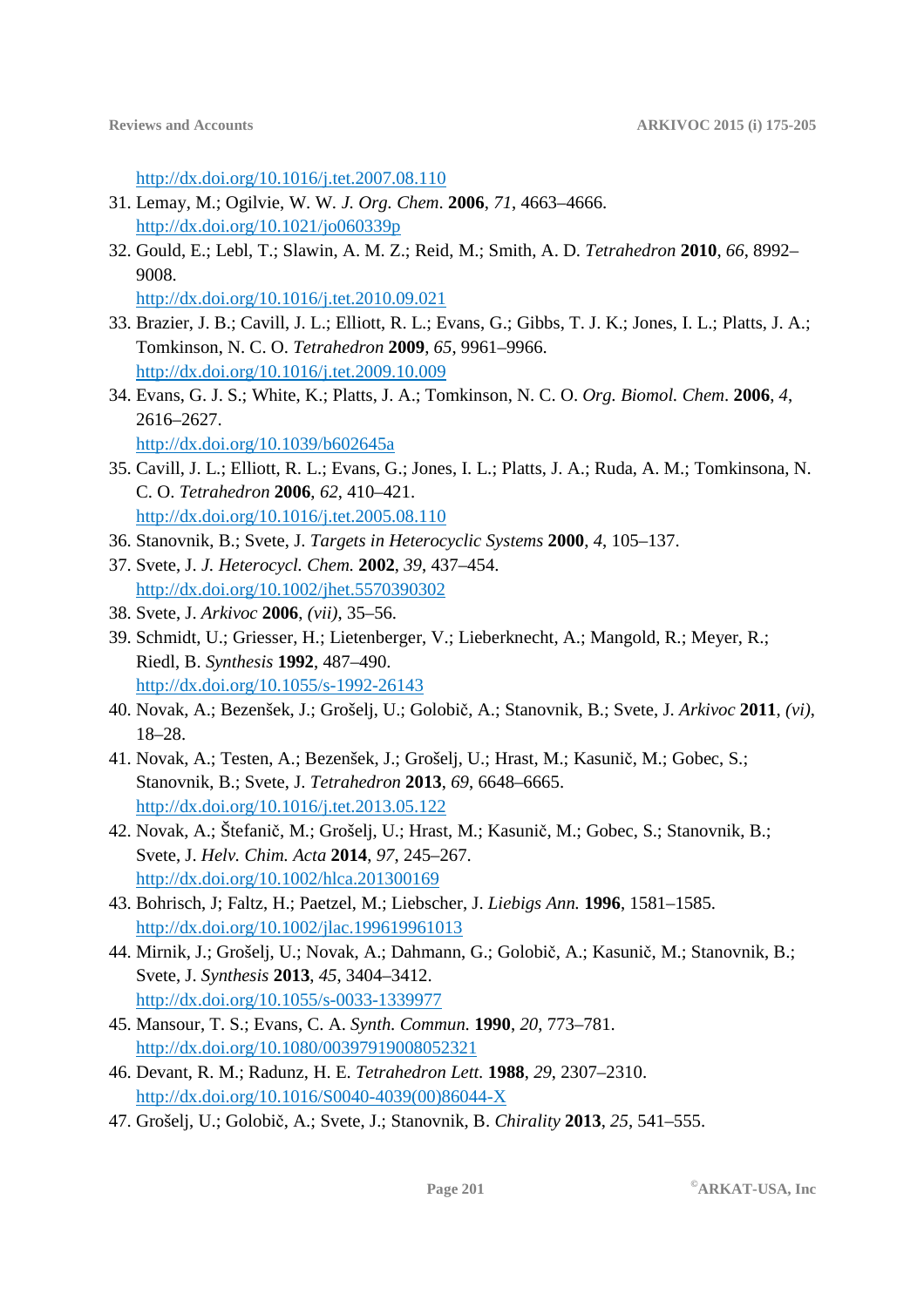http://dx.doi.org/10.1016/j.tet.2007.08.110

31. Lemay, M.; Ogilvie, W. W. *J. Org. Chem*. **2006**, *71*, 4663–4666.
http://dx.doi.org/10.1021/jo060339p
32. Gould, E.; Lebl, T.; Slawin, A. M. Z.; Reid, M.; Smith, A. D. *Tetrahedron* **2010**, *66*, 8992–9008.
http://dx.doi.org/10.1016/j.tet.2010.09.021
33. Brazier, J. B.; Cavill, J. L.; Elliott, R. L.; Evans, G.; Gibbs, T. J. K.; Jones, I. L.; Platts, J. A.; Tomkinson, N. C. O. *Tetrahedron* **2009**, *65*, 9961–9966.
http://dx.doi.org/10.1016/j.tet.2009.10.009
34. Evans, G. J. S.; White, K.; Platts, J. A.; Tomkinson, N. C. O. *Org. Biomol. Chem*. **2006**, *4*, 2616–2627.
http://dx.doi.org/10.1039/b602645a
35. Cavill, J. L.; Elliott, R. L.; Evans, G.; Jones, I. L.; Platts, J. A.; Ruda, A. M.; Tomkinsona, N. C. O. *Tetrahedron* **2006**, *62*, 410–421.
http://dx.doi.org/10.1016/j.tet.2005.08.110
36. Stanovnik, B.; Svete, J. *Targets in Heterocyclic Systems* **2000**, *4*, 105–137.
37. Svete, J. *J. Heterocycl. Chem.* **2002**, *39*, 437–454.
http://dx.doi.org/10.1002/jhet.5570390302
38. Svete, J. *Arkivoc* **2006**, *(vii)*, 35–56.
39. Schmidt, U.; Griesser, H.; Lietenberger, V.; Lieberknecht, A.; Mangold, R.; Meyer, R.; Riedl, B. *Synthesis* **1992**, 487–490.
http://dx.doi.org/10.1055/s-1992-26143
40. Novak, A.; Bezenšek, J.; Grošelj, U.; Golobič, A.; Stanovnik, B.; Svete, J. *Arkivoc* **2011**, *(vi)*, 18–28.
41. Novak, A.; Testen, A.; Bezenšek, J.; Grošelj, U.; Hrast, M.; Kasunič, M.; Gobec, S.; Stanovnik, B.; Svete, J. *Tetrahedron* **2013**, *69*, 6648–6665.
http://dx.doi.org/10.1016/j.tet.2013.05.122
42. Novak, A.; Štefanič, M.; Grošelj, U.; Hrast, M.; Kasunič, M.; Gobec, S.; Stanovnik, B.; Svete, J. *Helv. Chim. Acta* **2014**, *97*, 245–267.
http://dx.doi.org/10.1002/hlca.201300169
43. Bohrisch, J; Faltz, H.; Paetzel, M.; Liebscher, J. *Liebigs Ann.* **1996**, 1581–1585.
http://dx.doi.org/10.1002/jlac.199619961013
44. Mirnik, J.; Grošelj, U.; Novak, A.; Dahmann, G.; Golobič, A.; Kasunič, M.; Stanovnik, B.; Svete, J. *Synthesis* **2013**, *45*, 3404–3412.
http://dx.doi.org/10.1055/s-0033-1339977
45. Mansour, T. S.; Evans, C. A. *Synth. Commun.* **1990**, *20*, 773–781.
http://dx.doi.org/10.1080/00397919008052321
46. Devant, R. M.; Radunz, H. E. *Tetrahedron Lett.* **1988**, *29*, 2307–2310.
http://dx.doi.org/10.1016/S0040-4039(00)86044-X
47. Grošelj, U.; Golobič, A.; Svete, J.; Stanovnik, B. *Chirality* **2013**, *25*, 541–555.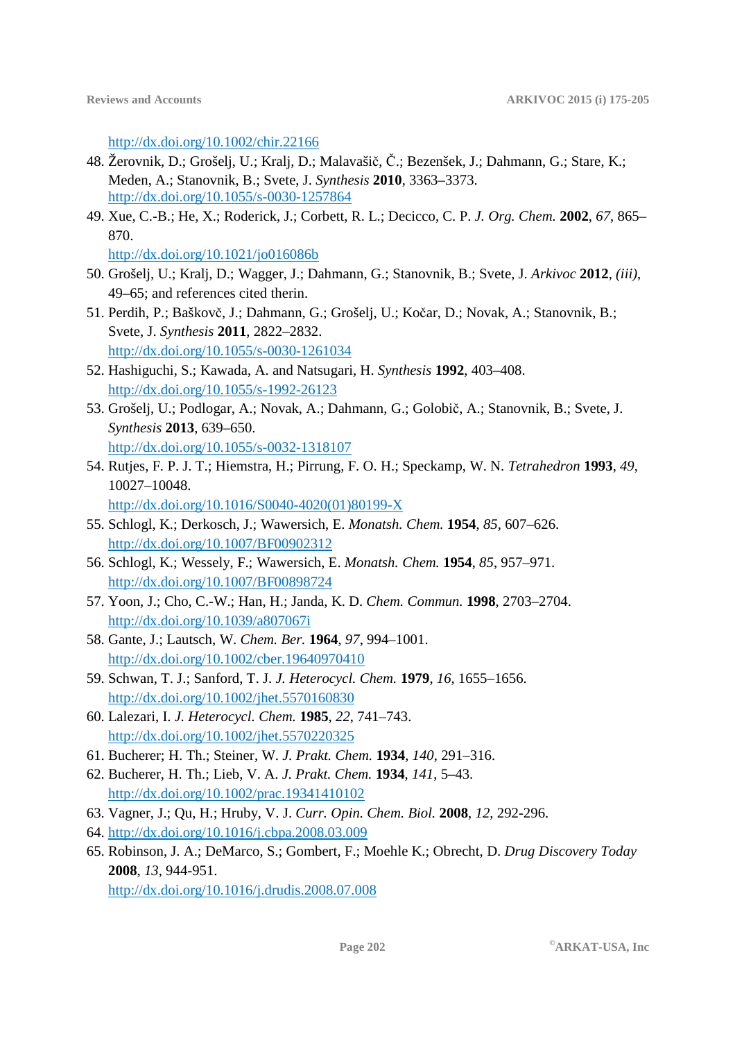http://dx.doi.org/10.1002/chir.22166

48. Žerovnik, D.; Grošelj, U.; Kralj, D.; Malavašič, Č.; Bezenšek, J.; Dahmann, G.; Stare, K.; Meden, A.; Stanovnik, B.; Svete, J. *Synthesis* **2010**, 3363–3373.
http://dx.doi.org/10.1055/s-0030-1257864
49. Xue, C.-B.; He, X.; Roderick, J.; Corbett, R. L.; Decicco, C. P. *J. Org. Chem.* **2002**, *67*, 865–870.
http://dx.doi.org/10.1021/jo016086b
50. Grošelj, U.; Kralj, D.; Wagger, J.; Dahmann, G.; Stanovnik, B.; Svete, J. *Arkivoc* **2012**, *(iii)*, 49–65; and references cited therin.
51. Perdih, P.; Baškovč, J.; Dahmann, G.; Grošelj, U.; Kočar, D.; Novak, A.; Stanovnik, B.; Svete, J. *Synthesis* **2011**, 2822–2832.
http://dx.doi.org/10.1055/s-0030-1261034
52. Hashiguchi, S.; Kawada, A. and Natsugari, H. *Synthesis* **1992**, 403–408.
http://dx.doi.org/10.1055/s-1992-26123
53. Grošelj, U.; Podlogar, A.; Novak, A.; Dahmann, G.; Golobič, A.; Stanovnik, B.; Svete, J. *Synthesis* **2013**, 639–650.
http://dx.doi.org/10.1055/s-0032-1318107
54. Rutjes, F. P. J. T.; Hiemstra, H.; Pirrung, F. O. H.; Speckamp, W. N. *Tetrahedron* **1993**, *49*, 10027–10048.
http://dx.doi.org/10.1016/S0040-4020(01)80199-X
55. Schlogl, K.; Derkosch, J.; Wawersich, E. *Monatsh. Chem.* **1954**, *85*, 607–626.
http://dx.doi.org/10.1007/BF00902312
56. Schlogl, K.; Wessely, F.; Wawersich, E. *Monatsh. Chem.* **1954**, *85*, 957–971.
http://dx.doi.org/10.1007/BF00898724
57. Yoon, J.; Cho, C.-W.; Han, H.; Janda, K. D. *Chem. Commun.* **1998**, 2703–2704.
http://dx.doi.org/10.1039/a807067i
58. Gante, J.; Lautsch, W. *Chem. Ber.* **1964**, *97*, 994–1001.
http://dx.doi.org/10.1002/cber.19640970410
59. Schwan, T. J.; Sanford, T. J. *J. Heterocycl. Chem.* **1979**, *16*, 1655–1656.
http://dx.doi.org/10.1002/jhet.5570160830
60. Lalezari, I. *J. Heterocycl. Chem.* **1985**, *22*, 741–743.
http://dx.doi.org/10.1002/jhet.5570220325
61. Bucherer; H. Th.; Steiner, W. *J. Prakt. Chem.* **1934**, *140*, 291–316.
62. Bucherer, H. Th.; Lieb, V. A. *J. Prakt. Chem.* **1934**, *141*, 5–43.
http://dx.doi.org/10.1002/prac.19341410102
63. Vagner, J.; Qu, H.; Hruby, V. J. *Curr. Opin. Chem. Biol.* **2008**, *12*, 292-296.
64. http://dx.doi.org/10.1016/j.cbpa.2008.03.009
65. Robinson, J. A.; DeMarco, S.; Gombert, F.; Moehle K.; Obrecht, D. *Drug Discovery Today* **2008**, *13*, 944-951.
http://dx.doi.org/10.1016/j.drudis.2008.07.008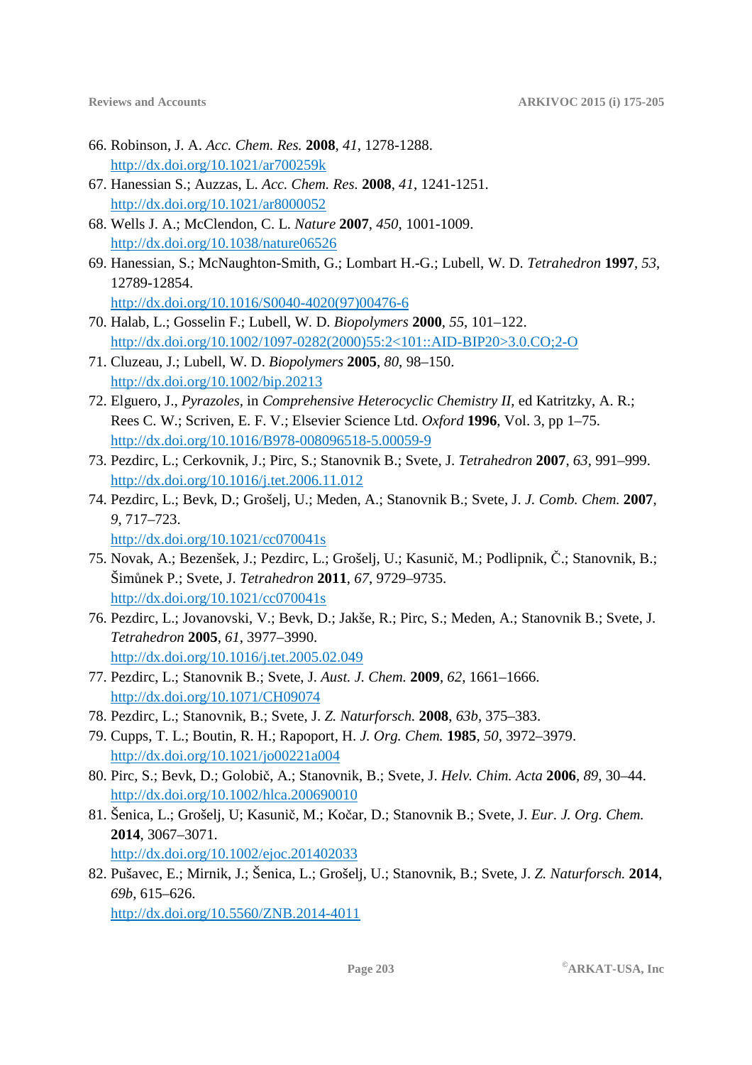66. Robinson, J. A. *Acc. Chem. Res.* **2008**, *41*, 1278-1288.
    http://dx.doi.org/10.1021/ar700259k
67. Hanessian S.; Auzzas, L. *Acc. Chem. Res.* **2008**, *41*, 1241-1251.
    http://dx.doi.org/10.1021/ar8000052
68. Wells J. A.; McClendon, C. L. *Nature* **2007**, *450*, 1001-1009.
    http://dx.doi.org/10.1038/nature06526
69. Hanessian, S.; McNaughton-Smith, G.; Lombart H.-G.; Lubell, W. D. *Tetrahedron* **1997**, *53*, 12789-12854.
    http://dx.doi.org/10.1016/S0040-4020(97)00476-6
70. Halab, L.; Gosselin F.; Lubell, W. D. *Biopolymers* **2000**, *55*, 101–122.
    http://dx.doi.org/10.1002/1097-0282(2000)55:2<101::AID-BIP20>3.0.CO;2-O
71. Cluzeau, J.; Lubell, W. D. *Biopolymers* **2005**, *80*, 98–150.
    http://dx.doi.org/10.1002/bip.20213
72. Elguero, J., *Pyrazoles*, in *Comprehensive Heterocyclic Chemistry II*, ed Katritzky, A. R.; Rees C. W.; Scriven, E. F. V.; Elsevier Science Ltd. *Oxford* **1996**, Vol. 3, pp 1–75.
    http://dx.doi.org/10.1016/B978-008096518-5.00059-9
73. Pezdirc, L.; Cerkovnik, J.; Pirc, S.; Stanovnik B.; Svete, J. *Tetrahedron* **2007**, *63*, 991–999.
    http://dx.doi.org/10.1016/j.tet.2006.11.012
74. Pezdirc, L.; Bevk, D.; Grošelj, U.; Meden, A.; Stanovnik B.; Svete, J. *J. Comb. Chem.* **2007**, *9*, 717–723.
    http://dx.doi.org/10.1021/cc070041s
75. Novak, A.; Bezenšek, J.; Pezdirc, L.; Grošelj, U.; Kasunič, M.; Podlipnik, Č.; Stanovnik, B.; Šimůnek P.; Svete, J. *Tetrahedron* **2011**, *67*, 9729–9735.
    http://dx.doi.org/10.1021/cc070041s
76. Pezdirc, L.; Jovanovski, V.; Bevk, D.; Jakše, R.; Pirc, S.; Meden, A.; Stanovnik B.; Svete, J. *Tetrahedron* **2005**, *61*, 3977–3990.
    http://dx.doi.org/10.1016/j.tet.2005.02.049
77. Pezdirc, L.; Stanovnik B.; Svete, J. *Aust. J. Chem.* **2009**, *62*, 1661–1666.
    http://dx.doi.org/10.1071/CH09074
78. Pezdirc, L.; Stanovnik, B.; Svete, J. *Z. Naturforsch.* **2008**, *63b*, 375–383.
79. Cupps, T. L.; Boutin, R. H.; Rapoport, H. *J. Org. Chem.* **1985**, *50*, 3972–3979.
    http://dx.doi.org/10.1021/jo00221a004
80. Pirc, S.; Bevk, D.; Golobič, A.; Stanovnik, B.; Svete, J. *Helv. Chim. Acta* **2006**, *89*, 30–44.
    http://dx.doi.org/10.1002/hlca.200690010
81. Šenica, L.; Grošelj, U; Kasunič, M.; Kočar, D.; Stanovnik B.; Svete, J. *Eur. J. Org. Chem.* **2014**, 3067–3071.
    http://dx.doi.org/10.1002/ejoc.201402033
82. Pušavec, E.; Mirnik, J.; Šenica, L.; Grošelj, U.; Stanovnik, B.; Svete, J. *Z. Naturforsch.* **2014**, *69b*, 615–626.
    http://dx.doi.org/10.5560/ZNB.2014-4011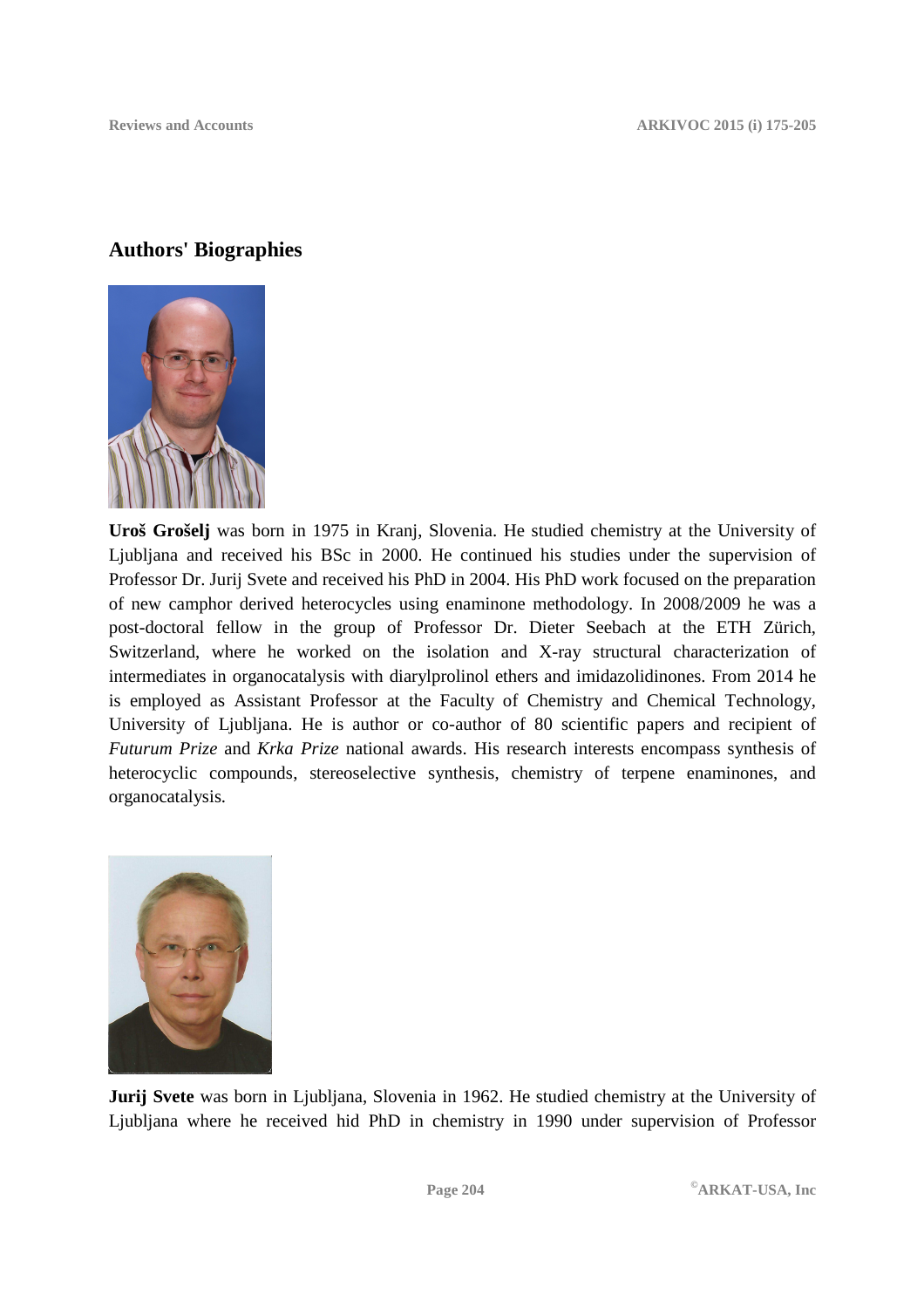## Authors' Biographies

**Uroš Grošelj** was born in 1975 in Kranj, Slovenia. He studied chemistry at the University of Ljubljana and received his BSc in 2000. He continued his studies under the supervision of Professor Dr. Jurij Svete and received his PhD in 2004. His PhD work focused on the preparation of new camphor derived heterocycles using enaminone methodology. In 2008/2009 he was a post-doctoral fellow in the group of Professor Dr. Dieter Seebach at the ETH Zürich, Switzerland, where he worked on the isolation and X-ray structural characterization of intermediates in organocatalysis with diarylprolinol ethers and imidazolidinones. From 2014 he is employed as Assistant Professor at the Faculty of Chemistry and Chemical Technology, University of Ljubljana. He is author or co-author of 80 scientific papers and recipient of *Futurum Prize* and *Krka Prize* national awards. His research interests encompass synthesis of heterocyclic compounds, stereoselective synthesis, chemistry of terpene enaminones, and organocatalysis.

**Jurij Svete** was born in Ljubljana, Slovenia in 1962. He studied chemistry at the University of Ljubljana where he received hid PhD in chemistry in 1990 under supervision of Professor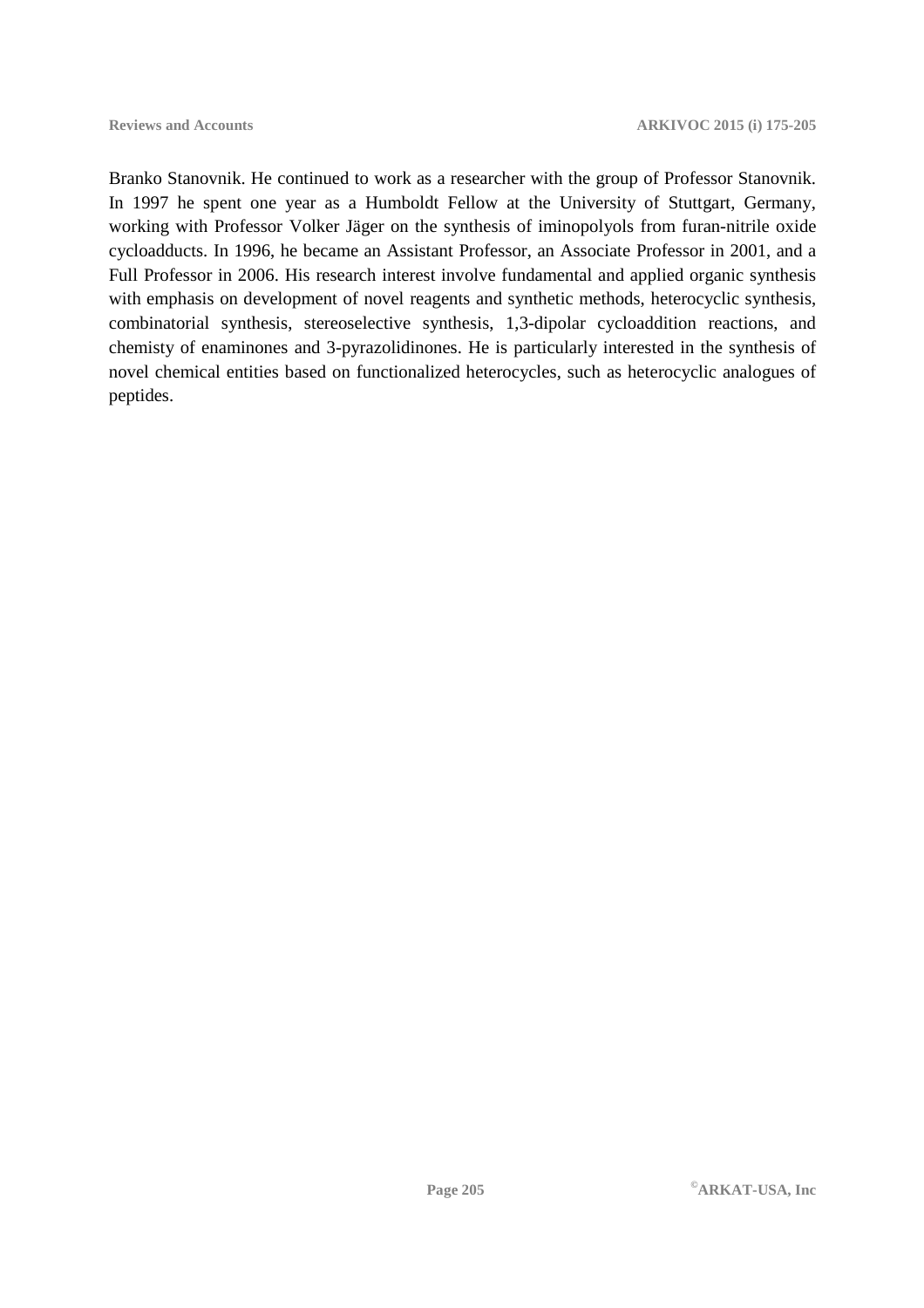Branko Stanovnik. He continued to work as a researcher with the group of Professor Stanovnik. In 1997 he spent one year as a Humboldt Fellow at the University of Stuttgart, Germany, working with Professor Volker Jäger on the synthesis of iminopolyols from furan-nitrile oxide cycloadducts. In 1996, he became an Assistant Professor, an Associate Professor in 2001, and a Full Professor in 2006. His research interest involve fundamental and applied organic synthesis with emphasis on development of novel reagents and synthetic methods, heterocyclic synthesis, combinatorial synthesis, stereoselective synthesis, 1,3-dipolar cycloaddition reactions, and chemisty of enaminones and 3-pyrazolidinones. He is particularly interested in the synthesis of novel chemical entities based on functionalized heterocycles, such as heterocyclic analogues of peptides.